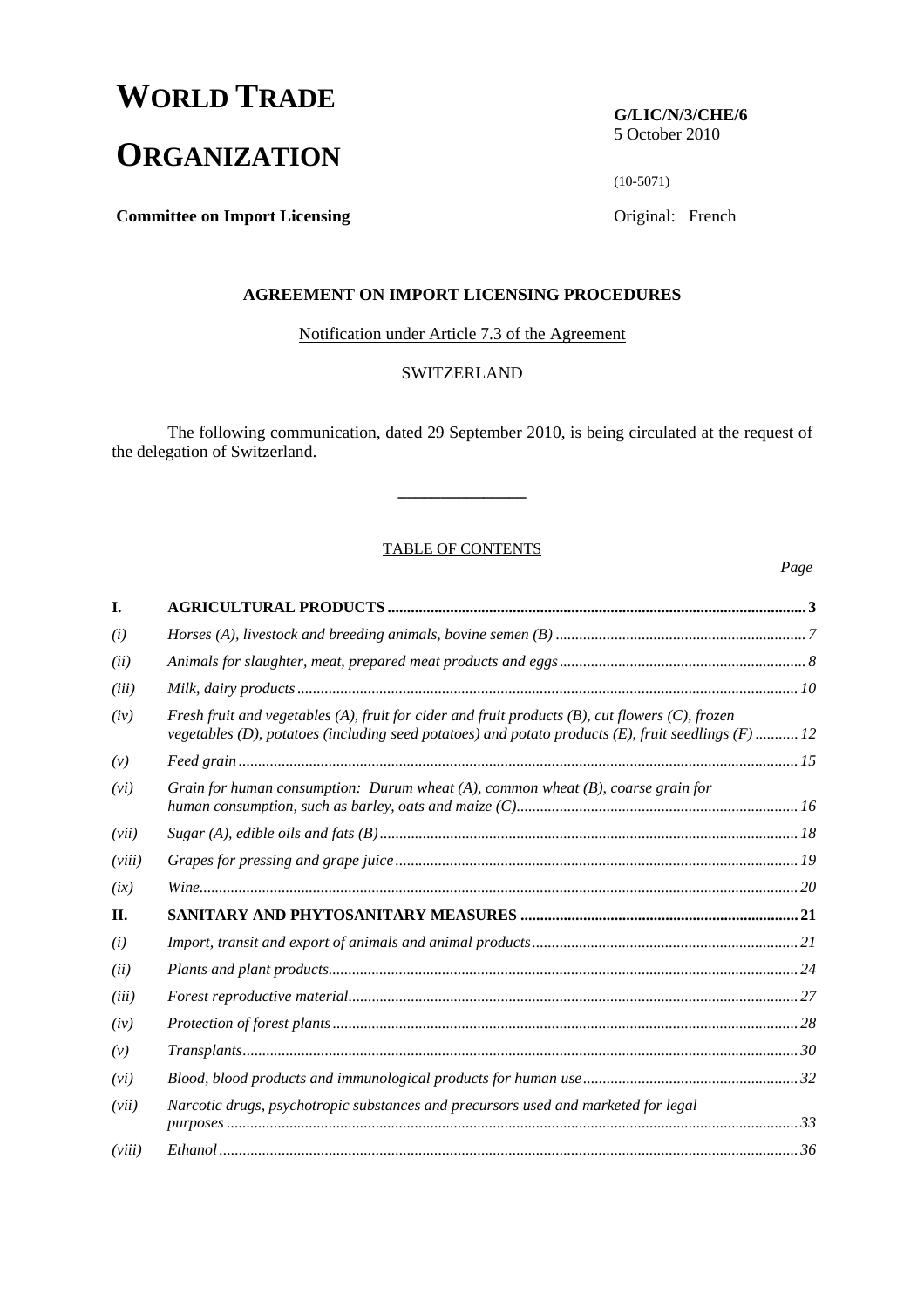# WORLD TRADE ORGANIZATION

**G/LIC/N/3/CHE/6**
5 October 2010

(10-5071)

**Committee on Import Licensing** Original: French

## AGREEMENT ON IMPORT LICENSING PROCEDURES

Notification under Article 7.3 of the Agreement

SWITZERLAND

The following communication, dated 29 September 2010, is being circulated at the request of the delegation of Switzerland.

_______________

TABLE OF CONTENTS

| | | *Page* |
|---|---|---|
| **I.** | **AGRICULTURAL PRODUCTS** | **3** |
| *(i)* | *Horses (A), livestock and breeding animals, bovine semen (B)* | *7* |
| *(ii)* | *Animals for slaughter, meat, prepared meat products and eggs* | *8* |
| *(iii)* | *Milk, dairy products* | *10* |
| *(iv)* | *Fresh fruit and vegetables (A), fruit for cider and fruit products (B), cut flowers (C), frozen vegetables (D), potatoes (including seed potatoes) and potato products (E), fruit seedlings (F)* | *12* |
| *(v)* | *Feed grain* | *15* |
| *(vi)* | *Grain for human consumption: Durum wheat (A), common wheat (B), coarse grain for human consumption, such as barley, oats and maize (C)* | *16* |
| *(vii)* | *Sugar (A), edible oils and fats (B)* | *18* |
| *(viii)* | *Grapes for pressing and grape juice* | *19* |
| *(ix)* | *Wine* | *20* |
| **II.** | **SANITARY AND PHYTOSANITARY MEASURES** | **21** |
| *(i)* | *Import, transit and export of animals and animal products* | *21* |
| *(ii)* | *Plants and plant products* | *24* |
| *(iii)* | *Forest reproductive material* | *27* |
| *(iv)* | *Protection of forest plants* | *28* |
| *(v)* | *Transplants* | *30* |
| *(vi)* | *Blood, blood products and immunological products for human use* | *32* |
| *(vii)* | *Narcotic drugs, psychotropic substances and precursors used and marketed for legal purposes* | *33* |
| *(viii)* | *Ethanol* | *36* |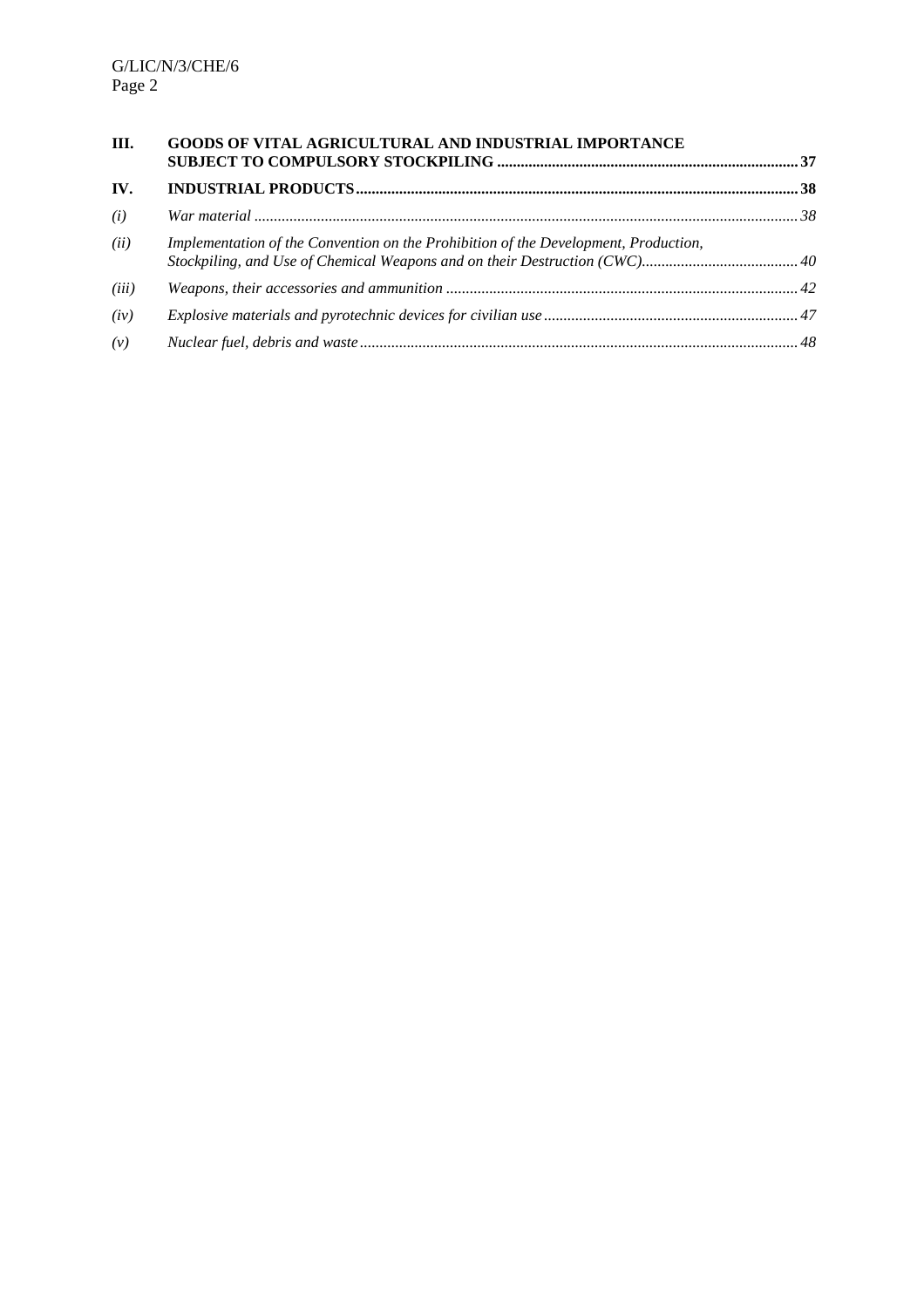| | | |
|---|---|---|
| **III.** | **GOODS OF VITAL AGRICULTURAL AND INDUSTRIAL IMPORTANCE SUBJECT TO COMPULSORY STOCKPILING** | **37** |
| **IV.** | **INDUSTRIAL PRODUCTS** | **38** |
| *(i)* | *War material* | *38* |
| *(ii)* | *Implementation of the Convention on the Prohibition of the Development, Production, Stockpiling, and Use of Chemical Weapons and on their Destruction (CWC)* | *40* |
| *(iii)* | *Weapons, their accessories and ammunition* | *42* |
| *(iv)* | *Explosive materials and pyrotechnic devices for civilian use* | *47* |
| *(v)* | *Nuclear fuel, debris and waste* | *48* |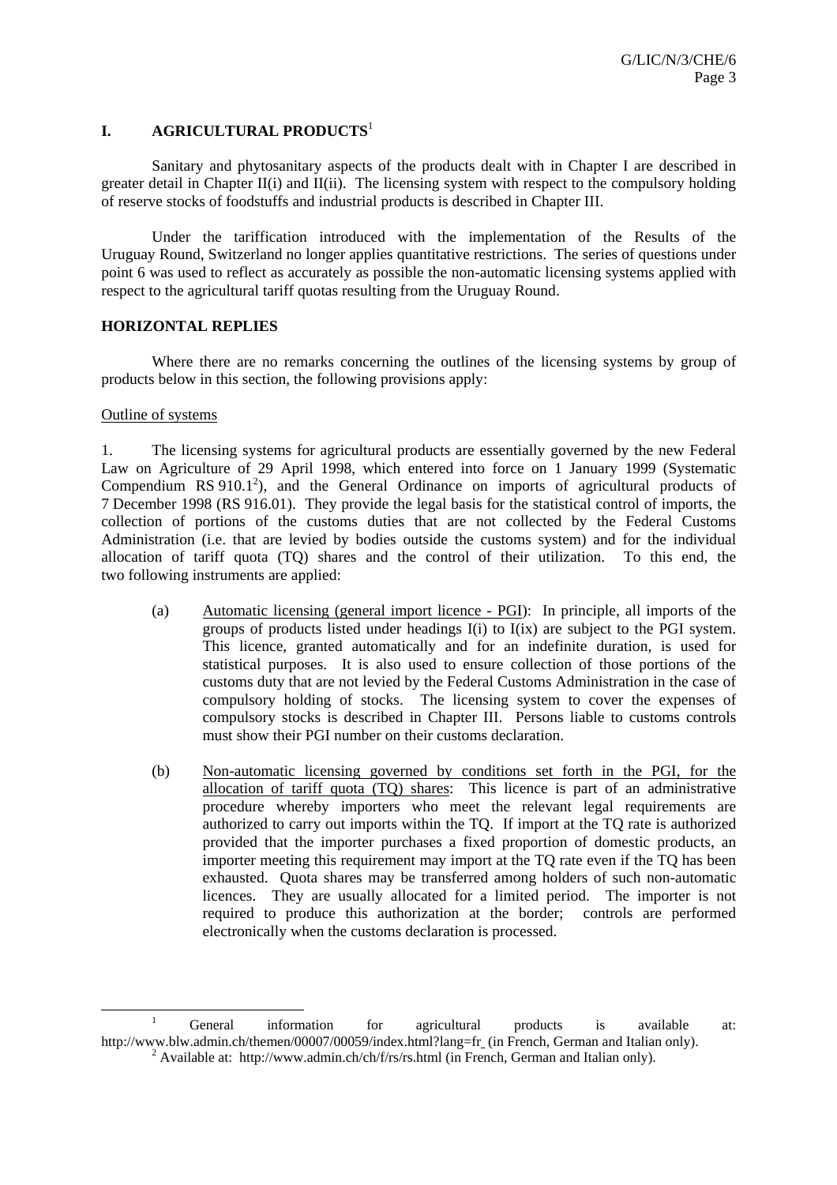# I. AGRICULTURAL PRODUCTS[1]

Sanitary and phytosanitary aspects of the products dealt with in Chapter I are described in greater detail in Chapter II(i) and II(ii). The licensing system with respect to the compulsory holding of reserve stocks of foodstuffs and industrial products is described in Chapter III.

Under the tariffication introduced with the implementation of the Results of the Uruguay Round, Switzerland no longer applies quantitative restrictions. The series of questions under point 6 was used to reflect as accurately as possible the non-automatic licensing systems applied with respect to the agricultural tariff quotas resulting from the Uruguay Round.

## HORIZONTAL REPLIES

Where there are no remarks concerning the outlines of the licensing systems by group of products below in this section, the following provisions apply:

Outline of systems

1. The licensing systems for agricultural products are essentially governed by the new Federal Law on Agriculture of 29 April 1998, which entered into force on 1 January 1999 (Systematic Compendium RS 910.1[2]), and the General Ordinance on imports of agricultural products of 7 December 1998 (RS 916.01). They provide the legal basis for the statistical control of imports, the collection of portions of the customs duties that are not collected by the Federal Customs Administration (i.e. that are levied by bodies outside the customs system) and for the individual allocation of tariff quota (TQ) shares and the control of their utilization. To this end, the two following instruments are applied:

   (a) Automatic licensing (general import licence - PGI): In principle, all imports of the groups of products listed under headings I(i) to I(ix) are subject to the PGI system. This licence, granted automatically and for an indefinite duration, is used for statistical purposes. It is also used to ensure collection of those portions of the customs duty that are not levied by the Federal Customs Administration in the case of compulsory holding of stocks. The licensing system to cover the expenses of compulsory stocks is described in Chapter III. Persons liable to customs controls must show their PGI number on their customs declaration.

   (b) Non-automatic licensing governed by conditions set forth in the PGI, for the allocation of tariff quota (TQ) shares: This licence is part of an administrative procedure whereby importers who meet the relevant legal requirements are authorized to carry out imports within the TQ. If import at the TQ rate is authorized provided that the importer purchases a fixed proportion of domestic products, an importer meeting this requirement may import at the TQ rate even if the TQ has been exhausted. Quota shares may be transferred among holders of such non-automatic licences. They are usually allocated for a limited period. The importer is not required to produce this authorization at the border; controls are performed electronically when the customs declaration is processed.

---

[1] General information for agricultural products is available at: http://www.blw.admin.ch/themen/00007/00059/index.html?lang=fr (in French, German and Italian only).

[2] Available at: http://www.admin.ch/ch/f/rs/rs.html (in French, German and Italian only).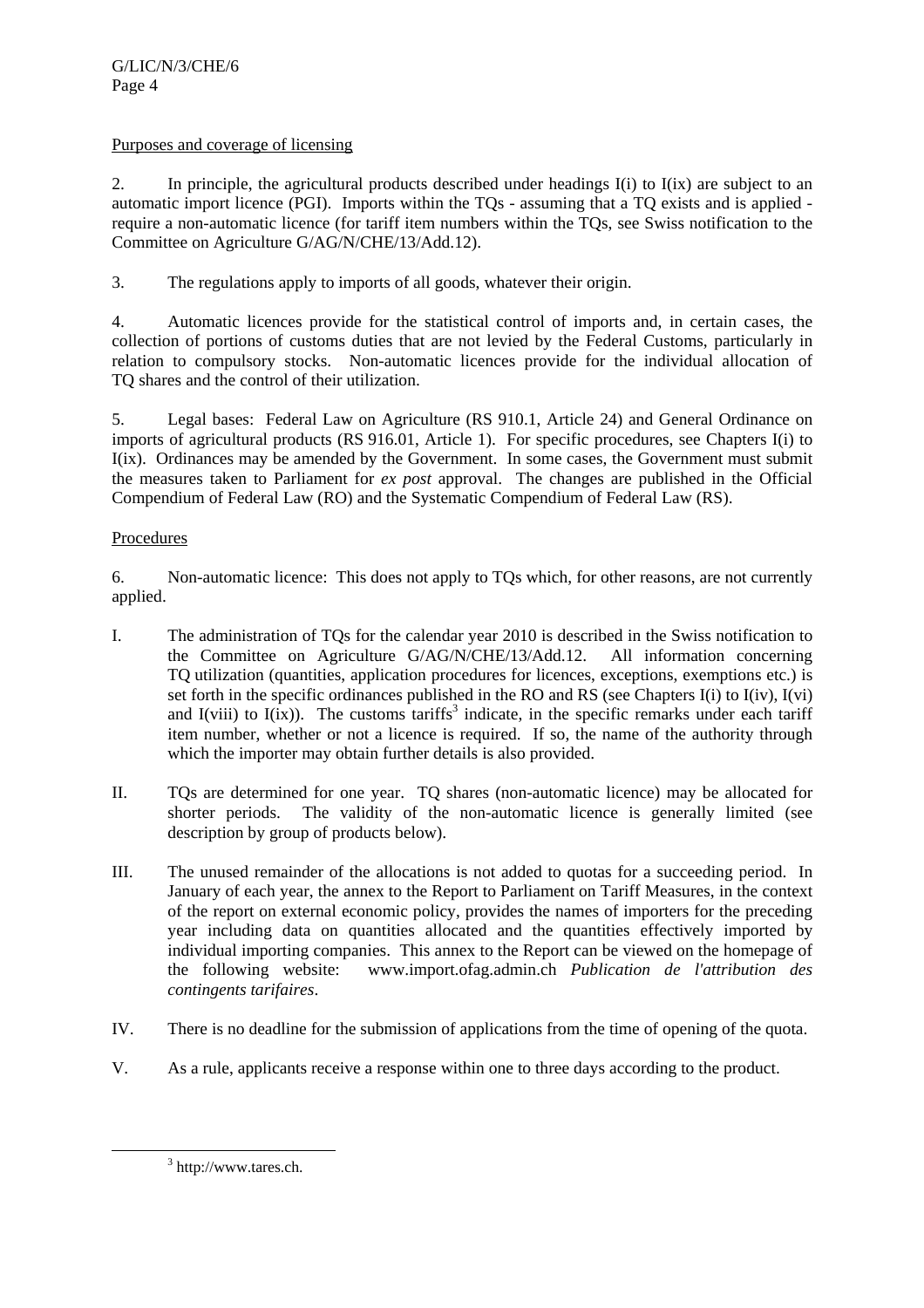Purposes and coverage of licensing

2. In principle, the agricultural products described under headings I(i) to I(ix) are subject to an automatic import licence (PGI). Imports within the TQs - assuming that a TQ exists and is applied - require a non-automatic licence (for tariff item numbers within the TQs, see Swiss notification to the Committee on Agriculture G/AG/N/CHE/13/Add.12).

3. The regulations apply to imports of all goods, whatever their origin.

4. Automatic licences provide for the statistical control of imports and, in certain cases, the collection of portions of customs duties that are not levied by the Federal Customs, particularly in relation to compulsory stocks. Non-automatic licences provide for the individual allocation of TQ shares and the control of their utilization.

5. Legal bases: Federal Law on Agriculture (RS 910.1, Article 24) and General Ordinance on imports of agricultural products (RS 916.01, Article 1). For specific procedures, see Chapters I(i) to I(ix). Ordinances may be amended by the Government. In some cases, the Government must submit the measures taken to Parliament for *ex post* approval. The changes are published in the Official Compendium of Federal Law (RO) and the Systematic Compendium of Federal Law (RS).

Procedures

6. Non-automatic licence: This does not apply to TQs which, for other reasons, are not currently applied.

I. The administration of TQs for the calendar year 2010 is described in the Swiss notification to the Committee on Agriculture G/AG/N/CHE/13/Add.12. All information concerning TQ utilization (quantities, application procedures for licences, exceptions, exemptions etc.) is set forth in the specific ordinances published in the RO and RS (see Chapters I(i) to I(iv), I(vi) and I(viii) to I(ix)). The customs tariffs[3] indicate, in the specific remarks under each tariff item number, whether or not a licence is required. If so, the name of the authority through which the importer may obtain further details is also provided.

II. TQs are determined for one year. TQ shares (non-automatic licence) may be allocated for shorter periods. The validity of the non-automatic licence is generally limited (see description by group of products below).

III. The unused remainder of the allocations is not added to quotas for a succeeding period. In January of each year, the annex to the Report to Parliament on Tariff Measures, in the context of the report on external economic policy, provides the names of importers for the preceding year including data on quantities allocated and the quantities effectively imported by individual importing companies. This annex to the Report can be viewed on the homepage of the following website: www.import.ofag.admin.ch *Publication de l'attribution des contingents tarifaires*.

IV. There is no deadline for the submission of applications from the time of opening of the quota.

V. As a rule, applicants receive a response within one to three days according to the product.

[3] http://www.tares.ch.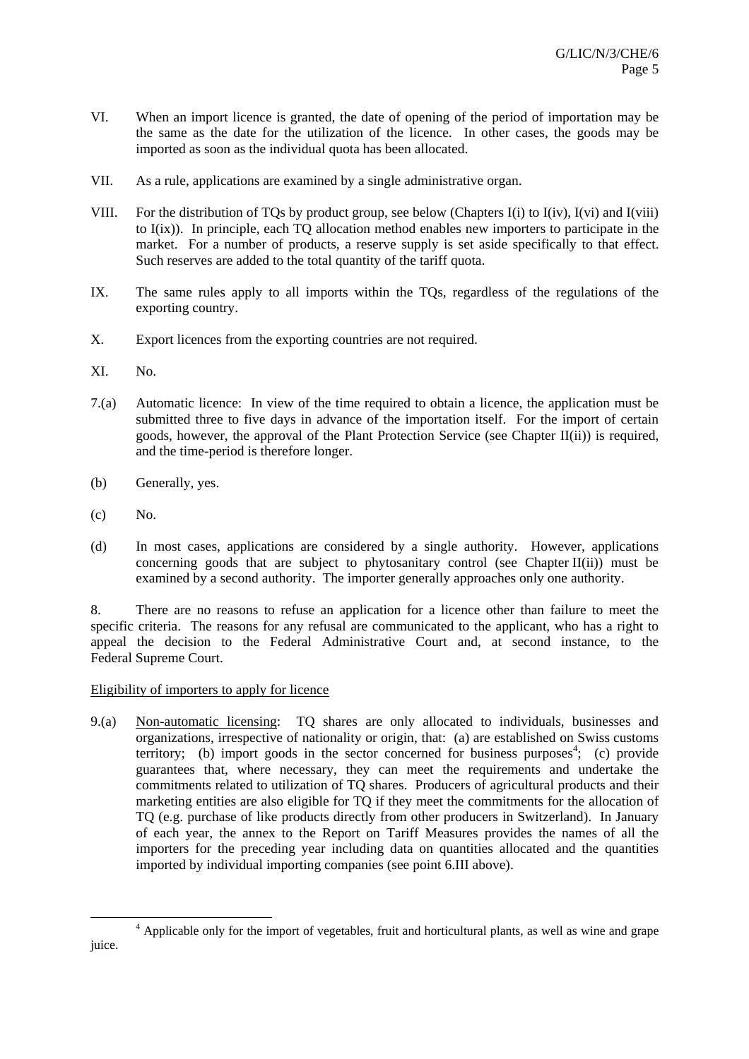VI. When an import licence is granted, the date of opening of the period of importation may be the same as the date for the utilization of the licence. In other cases, the goods may be imported as soon as the individual quota has been allocated.

VII. As a rule, applications are examined by a single administrative organ.

VIII. For the distribution of TQs by product group, see below (Chapters I(i) to I(iv), I(vi) and I(viii) to I(ix)). In principle, each TQ allocation method enables new importers to participate in the market. For a number of products, a reserve supply is set aside specifically to that effect. Such reserves are added to the total quantity of the tariff quota.

IX. The same rules apply to all imports within the TQs, regardless of the regulations of the exporting country.

X. Export licences from the exporting countries are not required.

XI. No.

7.(a) Automatic licence: In view of the time required to obtain a licence, the application must be submitted three to five days in advance of the importation itself. For the import of certain goods, however, the approval of the Plant Protection Service (see Chapter II(ii)) is required, and the time-period is therefore longer.

(b) Generally, yes.

(c) No.

(d) In most cases, applications are considered by a single authority. However, applications concerning goods that are subject to phytosanitary control (see Chapter II(ii)) must be examined by a second authority. The importer generally approaches only one authority.

8. There are no reasons to refuse an application for a licence other than failure to meet the specific criteria. The reasons for any refusal are communicated to the applicant, who has a right to appeal the decision to the Federal Administrative Court and, at second instance, to the Federal Supreme Court.

Eligibility of importers to apply for licence

9.(a) Non-automatic licensing: TQ shares are only allocated to individuals, businesses and organizations, irrespective of nationality or origin, that: (a) are established on Swiss customs territory; (b) import goods in the sector concerned for business purposes[4]; (c) provide guarantees that, where necessary, they can meet the requirements and undertake the commitments related to utilization of TQ shares. Producers of agricultural products and their marketing entities are also eligible for TQ if they meet the commitments for the allocation of TQ (e.g. purchase of like products directly from other producers in Switzerland). In January of each year, the annex to the Report on Tariff Measures provides the names of all the importers for the preceding year including data on quantities allocated and the quantities imported by individual importing companies (see point 6.III above).

[4] Applicable only for the import of vegetables, fruit and horticultural plants, as well as wine and grape juice.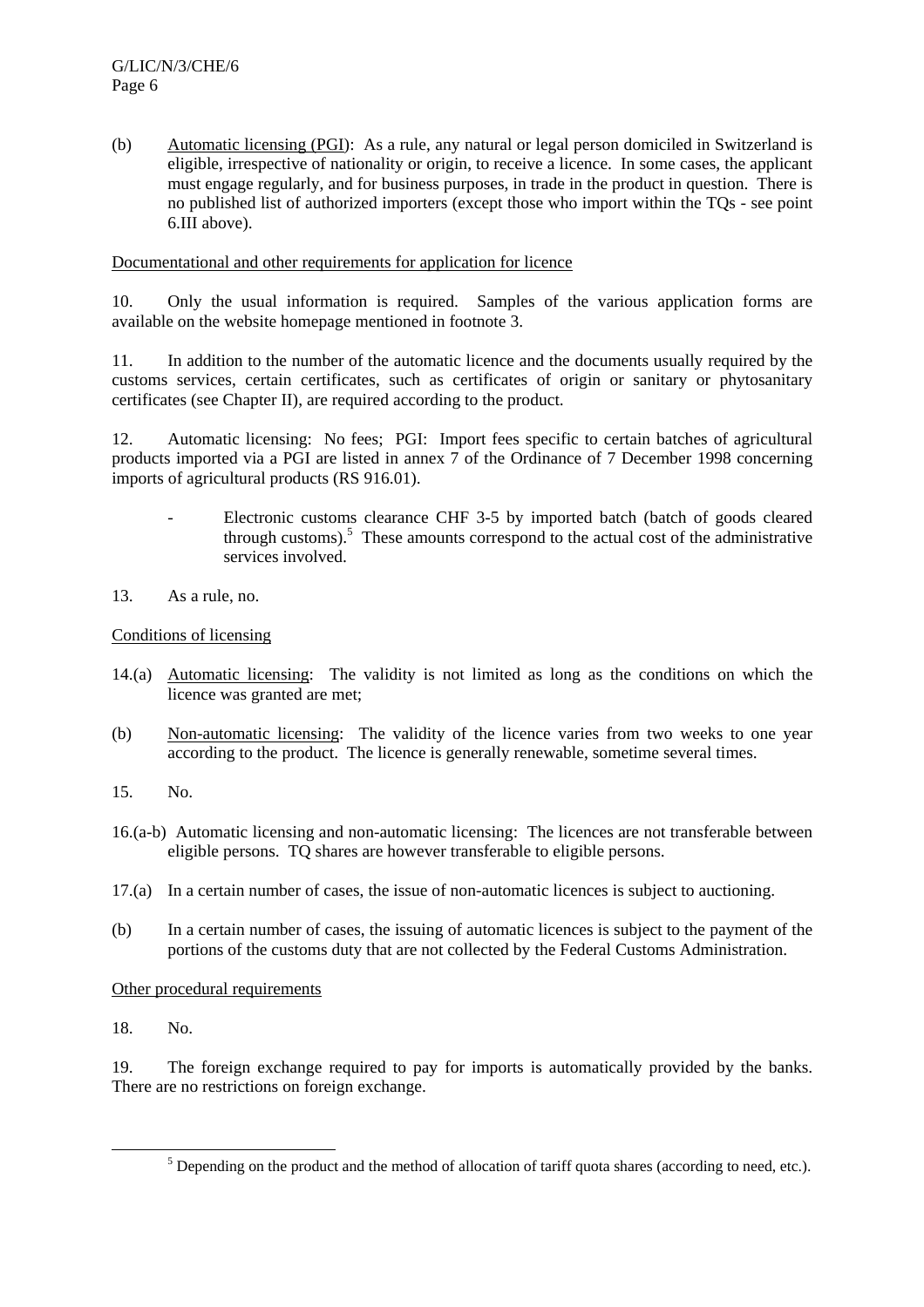(b) Automatic licensing (PGI): As a rule, any natural or legal person domiciled in Switzerland is eligible, irrespective of nationality or origin, to receive a licence. In some cases, the applicant must engage regularly, and for business purposes, in trade in the product in question. There is no published list of authorized importers (except those who import within the TQs - see point 6.III above).

Documentational and other requirements for application for licence

10. Only the usual information is required. Samples of the various application forms are available on the website homepage mentioned in footnote 3.

11. In addition to the number of the automatic licence and the documents usually required by the customs services, certain certificates, such as certificates of origin or sanitary or phytosanitary certificates (see Chapter II), are required according to the product.

12. Automatic licensing: No fees; PGI: Import fees specific to certain batches of agricultural products imported via a PGI are listed in annex 7 of the Ordinance of 7 December 1998 concerning imports of agricultural products (RS 916.01).

- Electronic customs clearance CHF 3-5 by imported batch (batch of goods cleared through customs).[5] These amounts correspond to the actual cost of the administrative services involved.

13. As a rule, no.

Conditions of licensing

14.(a) Automatic licensing: The validity is not limited as long as the conditions on which the licence was granted are met;

(b) Non-automatic licensing: The validity of the licence varies from two weeks to one year according to the product. The licence is generally renewable, sometime several times.

15. No.

16.(a-b) Automatic licensing and non-automatic licensing: The licences are not transferable between eligible persons. TQ shares are however transferable to eligible persons.

17.(a) In a certain number of cases, the issue of non-automatic licences is subject to auctioning.

(b) In a certain number of cases, the issuing of automatic licences is subject to the payment of the portions of the customs duty that are not collected by the Federal Customs Administration.

Other procedural requirements

18. No.

19. The foreign exchange required to pay for imports is automatically provided by the banks. There are no restrictions on foreign exchange.

[5] Depending on the product and the method of allocation of tariff quota shares (according to need, etc.).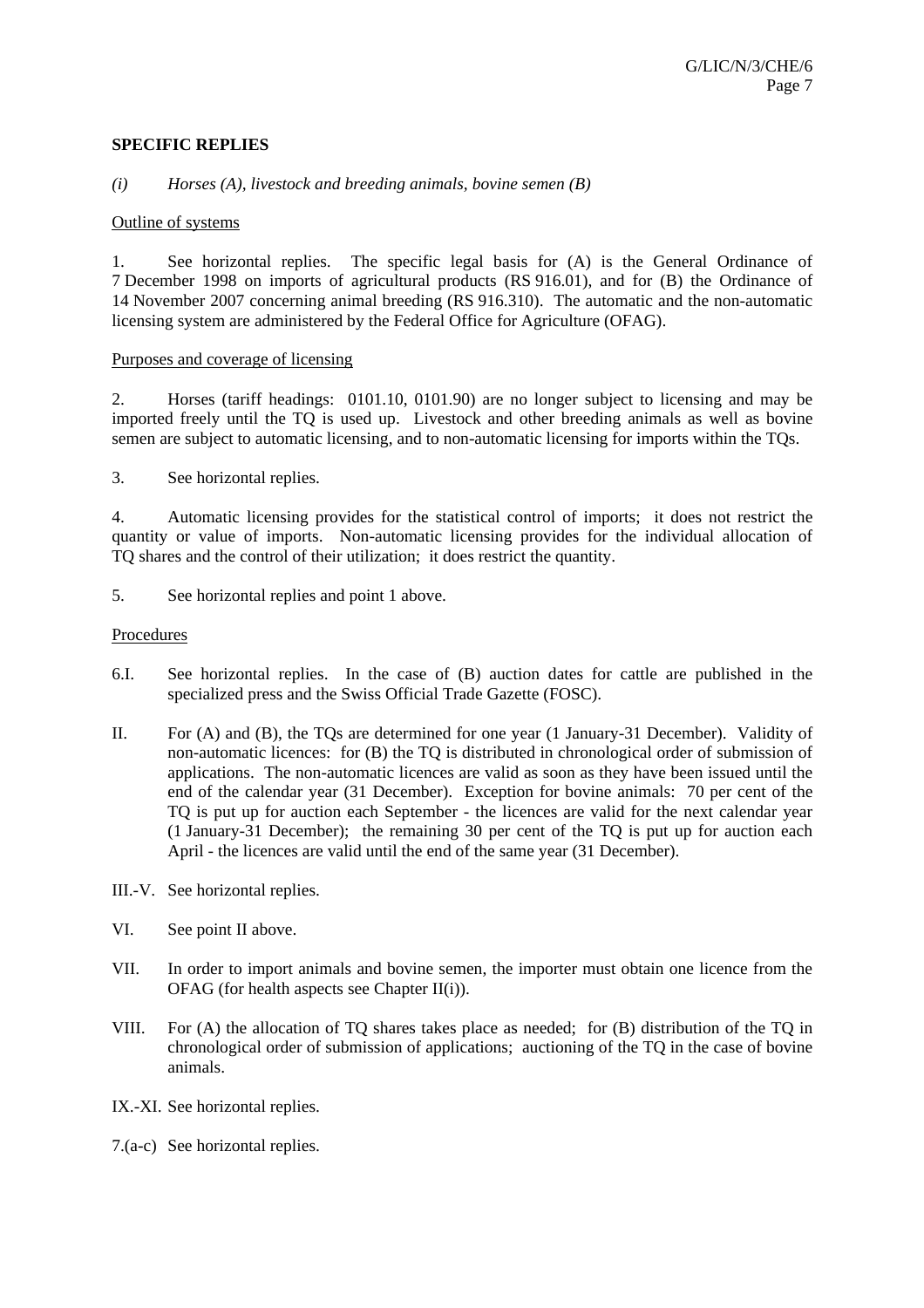**SPECIFIC REPLIES**

*(i) Horses (A), livestock and breeding animals, bovine semen (B)*

Outline of systems

1. See horizontal replies. The specific legal basis for (A) is the General Ordinance of 7 December 1998 on imports of agricultural products (RS 916.01), and for (B) the Ordinance of 14 November 2007 concerning animal breeding (RS 916.310). The automatic and the non-automatic licensing system are administered by the Federal Office for Agriculture (OFAG).

Purposes and coverage of licensing

2. Horses (tariff headings: 0101.10, 0101.90) are no longer subject to licensing and may be imported freely until the TQ is used up. Livestock and other breeding animals as well as bovine semen are subject to automatic licensing, and to non-automatic licensing for imports within the TQs.

3. See horizontal replies.

4. Automatic licensing provides for the statistical control of imports; it does not restrict the quantity or value of imports. Non-automatic licensing provides for the individual allocation of TQ shares and the control of their utilization; it does restrict the quantity.

5. See horizontal replies and point 1 above.

Procedures

6.I. See horizontal replies. In the case of (B) auction dates for cattle are published in the specialized press and the Swiss Official Trade Gazette (FOSC).

II. For (A) and (B), the TQs are determined for one year (1 January-31 December). Validity of non-automatic licences: for (B) the TQ is distributed in chronological order of submission of applications. The non-automatic licences are valid as soon as they have been issued until the end of the calendar year (31 December). Exception for bovine animals: 70 per cent of the TQ is put up for auction each September - the licences are valid for the next calendar year (1 January-31 December); the remaining 30 per cent of the TQ is put up for auction each April - the licences are valid until the end of the same year (31 December).

III.-V. See horizontal replies.

VI. See point II above.

VII. In order to import animals and bovine semen, the importer must obtain one licence from the OFAG (for health aspects see Chapter II(i)).

VIII. For (A) the allocation of TQ shares takes place as needed; for (B) distribution of the TQ in chronological order of submission of applications; auctioning of the TQ in the case of bovine animals.

IX.-XI. See horizontal replies.

7.(a-c) See horizontal replies.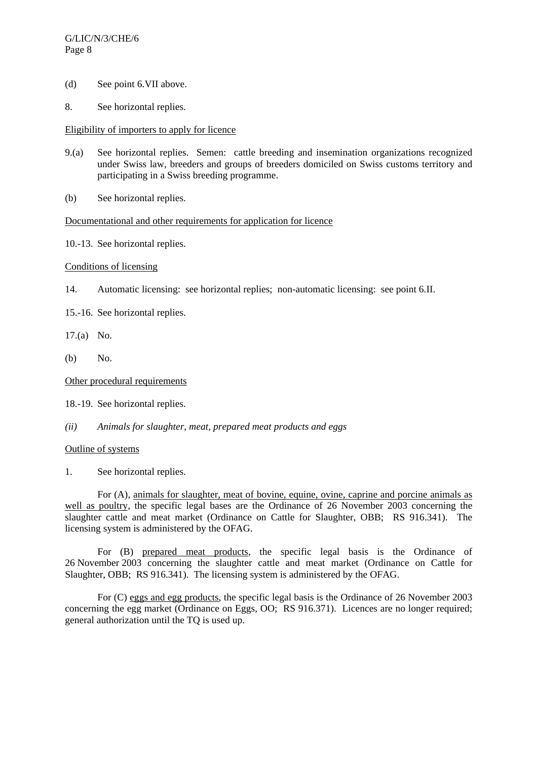(d) See point 6.VII above.

8. See horizontal replies.

<u>Eligibility of importers to apply for licence</u>

9.(a) See horizontal replies. Semen: cattle breeding and insemination organizations recognized under Swiss law, breeders and groups of breeders domiciled on Swiss customs territory and participating in a Swiss breeding programme.

(b) See horizontal replies.

<u>Documentational and other requirements for application for licence</u>

10.-13. See horizontal replies.

<u>Conditions of licensing</u>

14. Automatic licensing: see horizontal replies; non-automatic licensing: see point 6.II.

15.-16. See horizontal replies.

17.(a) No.

(b) No.

<u>Other procedural requirements</u>

18.-19. See horizontal replies.

*(ii) Animals for slaughter, meat, prepared meat products and eggs*

<u>Outline of systems</u>

1. See horizontal replies.

For (A), <u>animals for slaughter, meat of bovine, equine, ovine, caprine and porcine animals as well as poultry</u>, the specific legal bases are the Ordinance of 26 November 2003 concerning the slaughter cattle and meat market (Ordinance on Cattle for Slaughter, OBB; RS 916.341). The licensing system is administered by the OFAG.

For (B) <u>prepared meat products</u>, the specific legal basis is the Ordinance of 26 November 2003 concerning the slaughter cattle and meat market (Ordinance on Cattle for Slaughter, OBB; RS 916.341). The licensing system is administered by the OFAG.

For (C) <u>eggs and egg products</u>, the specific legal basis is the Ordinance of 26 November 2003 concerning the egg market (Ordinance on Eggs, OO; RS 916.371). Licences are no longer required; general authorization until the TQ is used up.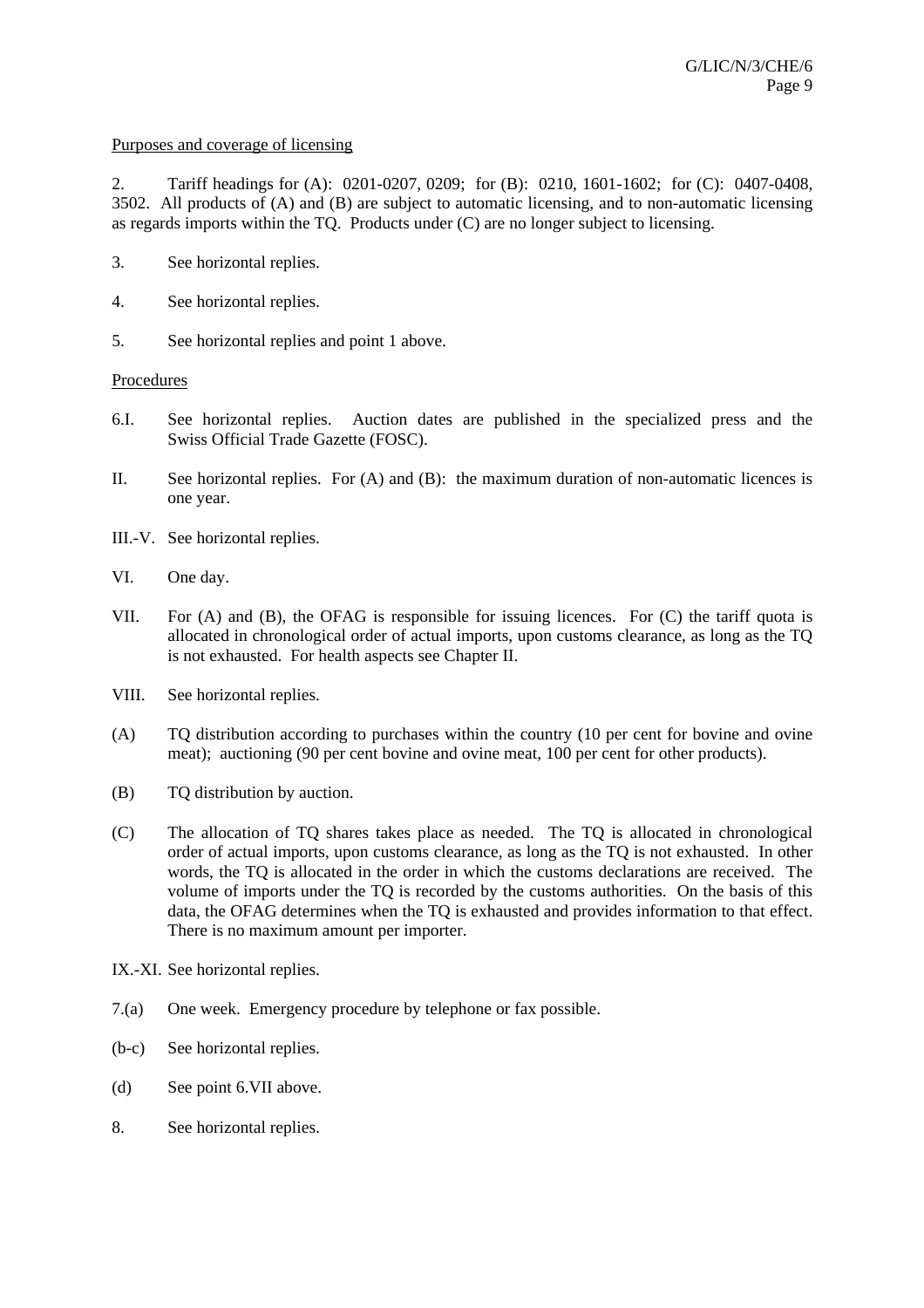Purposes and coverage of licensing

2. Tariff headings for (A): 0201-0207, 0209; for (B): 0210, 1601-1602; for (C): 0407-0408, 3502. All products of (A) and (B) are subject to automatic licensing, and to non-automatic licensing as regards imports within the TQ. Products under (C) are no longer subject to licensing.

3. See horizontal replies.

4. See horizontal replies.

5. See horizontal replies and point 1 above.

Procedures

6.I. See horizontal replies. Auction dates are published in the specialized press and the Swiss Official Trade Gazette (FOSC).

II. See horizontal replies. For (A) and (B): the maximum duration of non-automatic licences is one year.

III.-V. See horizontal replies.

VI. One day.

VII. For (A) and (B), the OFAG is responsible for issuing licences. For (C) the tariff quota is allocated in chronological order of actual imports, upon customs clearance, as long as the TQ is not exhausted. For health aspects see Chapter II.

VIII. See horizontal replies.

(A) TQ distribution according to purchases within the country (10 per cent for bovine and ovine meat); auctioning (90 per cent bovine and ovine meat, 100 per cent for other products).

(B) TQ distribution by auction.

(C) The allocation of TQ shares takes place as needed. The TQ is allocated in chronological order of actual imports, upon customs clearance, as long as the TQ is not exhausted. In other words, the TQ is allocated in the order in which the customs declarations are received. The volume of imports under the TQ is recorded by the customs authorities. On the basis of this data, the OFAG determines when the TQ is exhausted and provides information to that effect. There is no maximum amount per importer.

IX.-XI. See horizontal replies.

7.(a) One week. Emergency procedure by telephone or fax possible.

(b-c) See horizontal replies.

(d) See point 6.VII above.

8. See horizontal replies.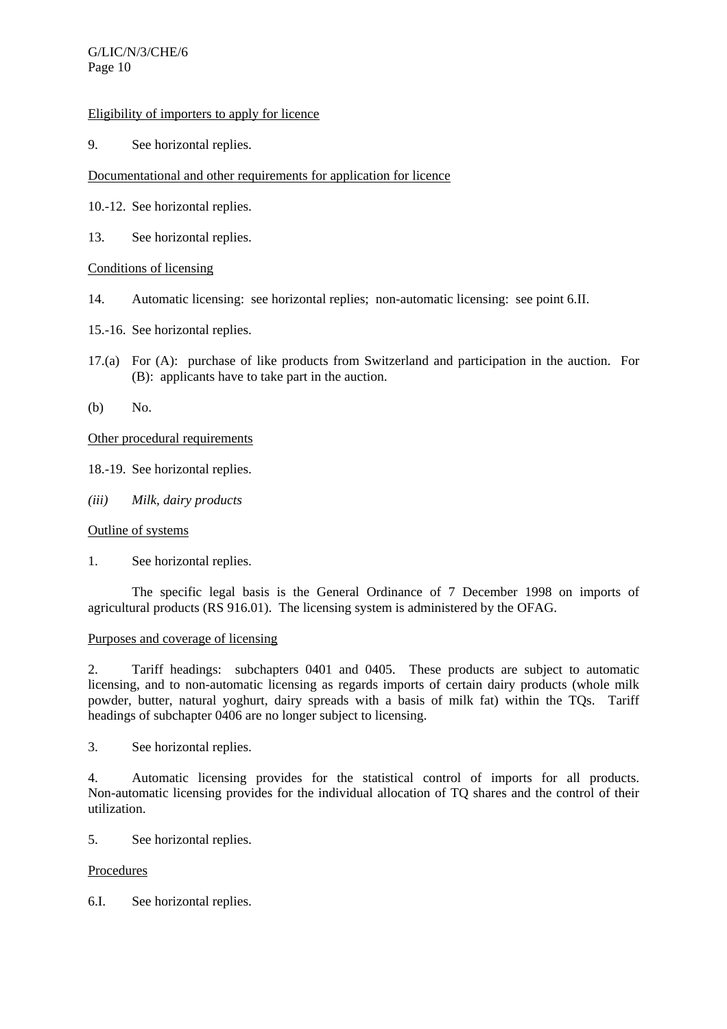Eligibility of importers to apply for licence

9. See horizontal replies.

Documentational and other requirements for application for licence

10.-12. See horizontal replies.

13. See horizontal replies.

Conditions of licensing

14. Automatic licensing: see horizontal replies; non-automatic licensing: see point 6.II.

15.-16. See horizontal replies.

17.(a) For (A): purchase of like products from Switzerland and participation in the auction. For (B): applicants have to take part in the auction.

(b) No.

Other procedural requirements

18.-19. See horizontal replies.

*(iii) Milk, dairy products*

Outline of systems

1. See horizontal replies.

The specific legal basis is the General Ordinance of 7 December 1998 on imports of agricultural products (RS 916.01). The licensing system is administered by the OFAG.

Purposes and coverage of licensing

2. Tariff headings: subchapters 0401 and 0405. These products are subject to automatic licensing, and to non-automatic licensing as regards imports of certain dairy products (whole milk powder, butter, natural yoghurt, dairy spreads with a basis of milk fat) within the TQs. Tariff headings of subchapter 0406 are no longer subject to licensing.

3. See horizontal replies.

4. Automatic licensing provides for the statistical control of imports for all products. Non-automatic licensing provides for the individual allocation of TQ shares and the control of their utilization.

5. See horizontal replies.

Procedures

6.I. See horizontal replies.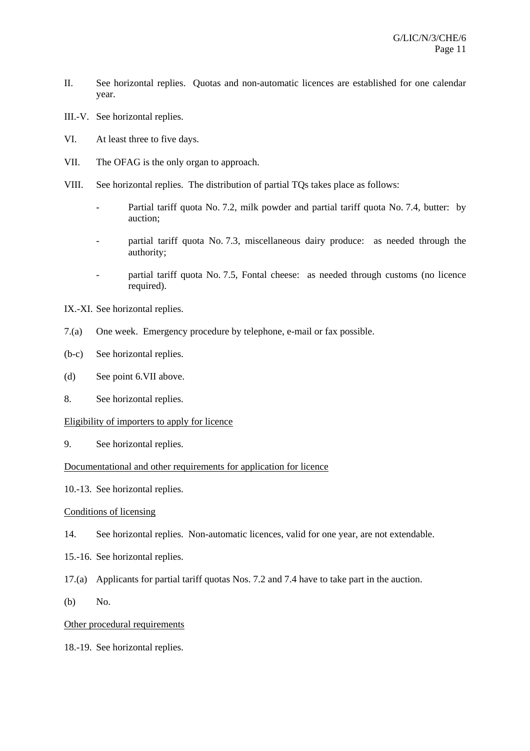II. See horizontal replies. Quotas and non-automatic licences are established for one calendar year.

III.-V. See horizontal replies.

VI. At least three to five days.

VII. The OFAG is the only organ to approach.

VIII. See horizontal replies. The distribution of partial TQs takes place as follows:

- Partial tariff quota No. 7.2, milk powder and partial tariff quota No. 7.4, butter: by auction;
- partial tariff quota No. 7.3, miscellaneous dairy produce: as needed through the authority;
- partial tariff quota No. 7.5, Fontal cheese: as needed through customs (no licence required).

IX.-XI. See horizontal replies.

7.(a) One week. Emergency procedure by telephone, e-mail or fax possible.

(b-c) See horizontal replies.

(d) See point 6.VII above.

8. See horizontal replies.

Eligibility of importers to apply for licence

9. See horizontal replies.

Documentational and other requirements for application for licence

10.-13. See horizontal replies.

Conditions of licensing

14. See horizontal replies. Non-automatic licences, valid for one year, are not extendable.

15.-16. See horizontal replies.

17.(a) Applicants for partial tariff quotas Nos. 7.2 and 7.4 have to take part in the auction.

(b) No.

Other procedural requirements

18.-19. See horizontal replies.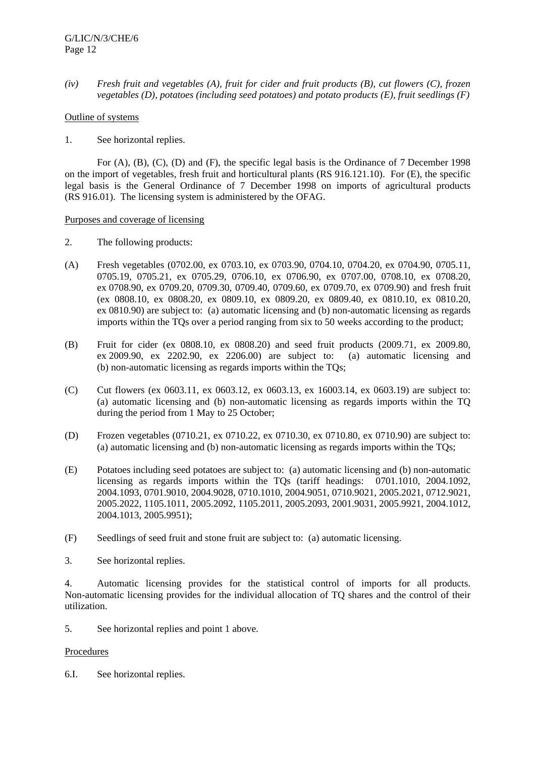*(iv) Fresh fruit and vegetables (A), fruit for cider and fruit products (B), cut flowers (C), frozen vegetables (D), potatoes (including seed potatoes) and potato products (E), fruit seedlings (F)*

Outline of systems

1. See horizontal replies.

For (A), (B), (C), (D) and (F), the specific legal basis is the Ordinance of 7 December 1998 on the import of vegetables, fresh fruit and horticultural plants (RS 916.121.10). For (E), the specific legal basis is the General Ordinance of 7 December 1998 on imports of agricultural products (RS 916.01). The licensing system is administered by the OFAG.

Purposes and coverage of licensing

2. The following products:

(A) Fresh vegetables (0702.00, ex 0703.10, ex 0703.90, 0704.10, 0704.20, ex 0704.90, 0705.11, 0705.19, 0705.21, ex 0705.29, 0706.10, ex 0706.90, ex 0707.00, 0708.10, ex 0708.20, ex 0708.90, ex 0709.20, 0709.30, 0709.40, 0709.60, ex 0709.70, ex 0709.90) and fresh fruit (ex 0808.10, ex 0808.20, ex 0809.10, ex 0809.20, ex 0809.40, ex 0810.10, ex 0810.20, ex 0810.90) are subject to: (a) automatic licensing and (b) non-automatic licensing as regards imports within the TQs over a period ranging from six to 50 weeks according to the product;

(B) Fruit for cider (ex 0808.10, ex 0808.20) and seed fruit products (2009.71, ex 2009.80, ex 2009.90, ex 2202.90, ex 2206.00) are subject to: (a) automatic licensing and (b) non-automatic licensing as regards imports within the TQs;

(C) Cut flowers (ex 0603.11, ex 0603.12, ex 0603.13, ex 16003.14, ex 0603.19) are subject to: (a) automatic licensing and (b) non-automatic licensing as regards imports within the TQ during the period from 1 May to 25 October;

(D) Frozen vegetables (0710.21, ex 0710.22, ex 0710.30, ex 0710.80, ex 0710.90) are subject to: (a) automatic licensing and (b) non-automatic licensing as regards imports within the TQs;

(E) Potatoes including seed potatoes are subject to: (a) automatic licensing and (b) non-automatic licensing as regards imports within the TQs (tariff headings: 0701.1010, 2004.1092, 2004.1093, 0701.9010, 2004.9028, 0710.1010, 2004.9051, 0710.9021, 2005.2021, 0712.9021, 2005.2022, 1105.1011, 2005.2092, 1105.2011, 2005.2093, 2001.9031, 2005.9921, 2004.1012, 2004.1013, 2005.9951);

(F) Seedlings of seed fruit and stone fruit are subject to: (a) automatic licensing.

3. See horizontal replies.

4. Automatic licensing provides for the statistical control of imports for all products. Non-automatic licensing provides for the individual allocation of TQ shares and the control of their utilization.

5. See horizontal replies and point 1 above.

Procedures

6.I. See horizontal replies.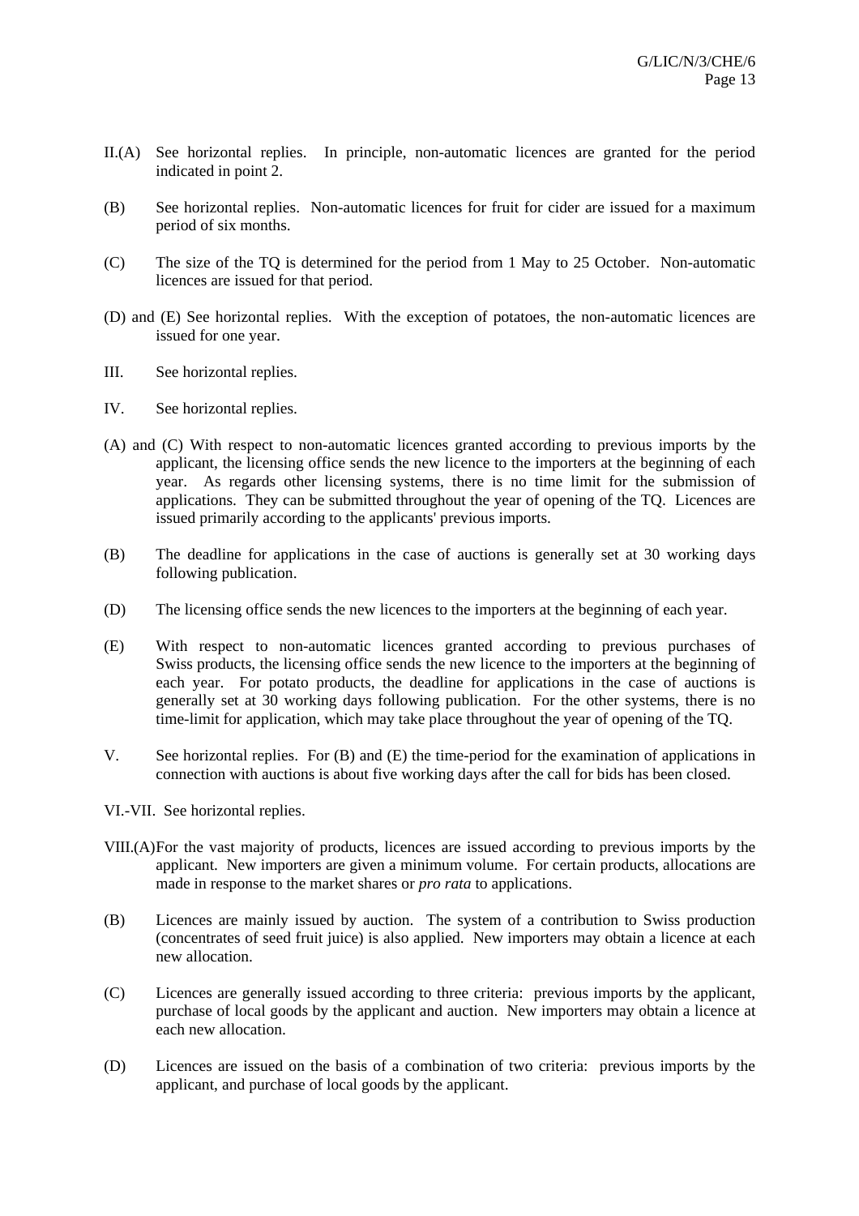II.(A) See horizontal replies. In principle, non-automatic licences are granted for the period indicated in point 2.

(B) See horizontal replies. Non-automatic licences for fruit for cider are issued for a maximum period of six months.

(C) The size of the TQ is determined for the period from 1 May to 25 October. Non-automatic licences are issued for that period.

(D) and (E) See horizontal replies. With the exception of potatoes, the non-automatic licences are issued for one year.

III. See horizontal replies.

IV. See horizontal replies.

(A) and (C) With respect to non-automatic licences granted according to previous imports by the applicant, the licensing office sends the new licence to the importers at the beginning of each year. As regards other licensing systems, there is no time limit for the submission of applications. They can be submitted throughout the year of opening of the TQ. Licences are issued primarily according to the applicants' previous imports.

(B) The deadline for applications in the case of auctions is generally set at 30 working days following publication.

(D) The licensing office sends the new licences to the importers at the beginning of each year.

(E) With respect to non-automatic licences granted according to previous purchases of Swiss products, the licensing office sends the new licence to the importers at the beginning of each year. For potato products, the deadline for applications in the case of auctions is generally set at 30 working days following publication. For the other systems, there is no time-limit for application, which may take place throughout the year of opening of the TQ.

V. See horizontal replies. For (B) and (E) the time-period for the examination of applications in connection with auctions is about five working days after the call for bids has been closed.

VI.-VII. See horizontal replies.

VIII.(A) For the vast majority of products, licences are issued according to previous imports by the applicant. New importers are given a minimum volume. For certain products, allocations are made in response to the market shares or *pro rata* to applications.

(B) Licences are mainly issued by auction. The system of a contribution to Swiss production (concentrates of seed fruit juice) is also applied. New importers may obtain a licence at each new allocation.

(C) Licences are generally issued according to three criteria: previous imports by the applicant, purchase of local goods by the applicant and auction. New importers may obtain a licence at each new allocation.

(D) Licences are issued on the basis of a combination of two criteria: previous imports by the applicant, and purchase of local goods by the applicant.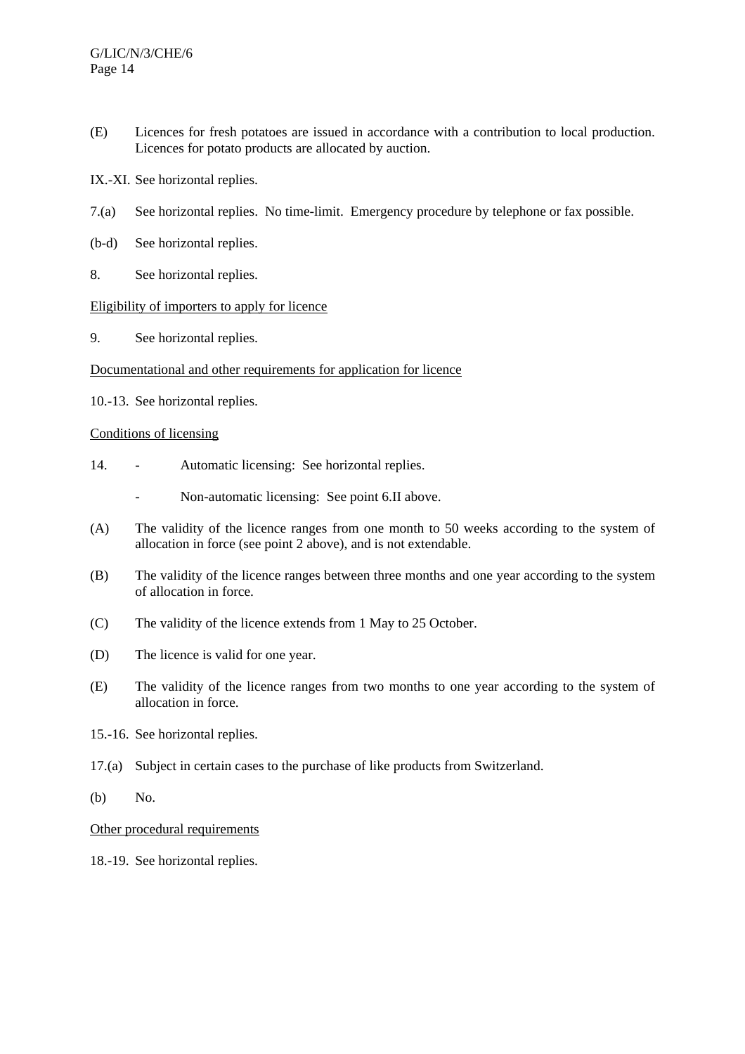(E) Licences for fresh potatoes are issued in accordance with a contribution to local production. Licences for potato products are allocated by auction.

IX.-XI. See horizontal replies.

7.(a) See horizontal replies. No time-limit. Emergency procedure by telephone or fax possible.

(b-d) See horizontal replies.

8. See horizontal replies.

Eligibility of importers to apply for licence

9. See horizontal replies.

Documentational and other requirements for application for licence

10.-13. See horizontal replies.

Conditions of licensing

14. - Automatic licensing: See horizontal replies.

  - Non-automatic licensing: See point 6.II above.

(A) The validity of the licence ranges from one month to 50 weeks according to the system of allocation in force (see point 2 above), and is not extendable.

(B) The validity of the licence ranges between three months and one year according to the system of allocation in force.

(C) The validity of the licence extends from 1 May to 25 October.

(D) The licence is valid for one year.

(E) The validity of the licence ranges from two months to one year according to the system of allocation in force.

15.-16. See horizontal replies.

17.(a) Subject in certain cases to the purchase of like products from Switzerland.

(b) No.

Other procedural requirements

18.-19. See horizontal replies.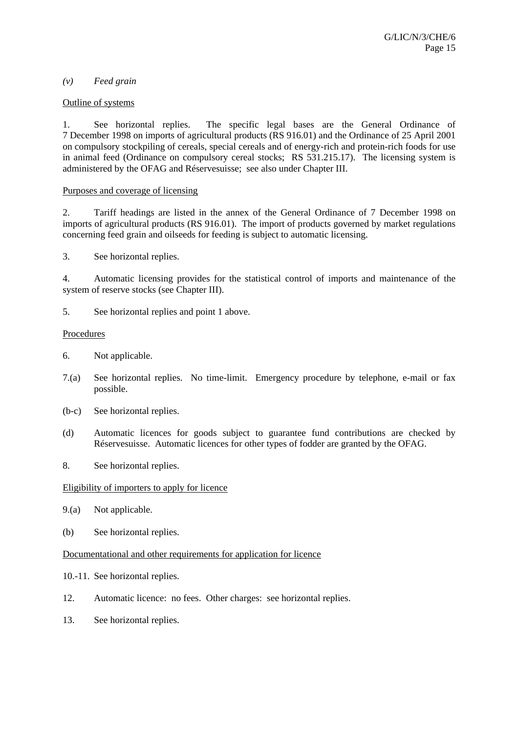*(v) Feed grain*

<u>Outline of systems</u>

1. See horizontal replies. The specific legal bases are the General Ordinance of 7 December 1998 on imports of agricultural products (RS 916.01) and the Ordinance of 25 April 2001 on compulsory stockpiling of cereals, special cereals and of energy-rich and protein-rich foods for use in animal feed (Ordinance on compulsory cereal stocks; RS 531.215.17). The licensing system is administered by the OFAG and Réservesuisse; see also under Chapter III.

<u>Purposes and coverage of licensing</u>

2. Tariff headings are listed in the annex of the General Ordinance of 7 December 1998 on imports of agricultural products (RS 916.01). The import of products governed by market regulations concerning feed grain and oilseeds for feeding is subject to automatic licensing.

3. See horizontal replies.

4. Automatic licensing provides for the statistical control of imports and maintenance of the system of reserve stocks (see Chapter III).

5. See horizontal replies and point 1 above.

<u>Procedures</u>

6. Not applicable.

7.(a) See horizontal replies. No time-limit. Emergency procedure by telephone, e-mail or fax possible.

(b-c) See horizontal replies.

(d) Automatic licences for goods subject to guarantee fund contributions are checked by Réservesuisse. Automatic licences for other types of fodder are granted by the OFAG.

8. See horizontal replies.

<u>Eligibility of importers to apply for licence</u>

9.(a) Not applicable.

(b) See horizontal replies.

<u>Documentational and other requirements for application for licence</u>

10.-11. See horizontal replies.

12. Automatic licence: no fees. Other charges: see horizontal replies.

13. See horizontal replies.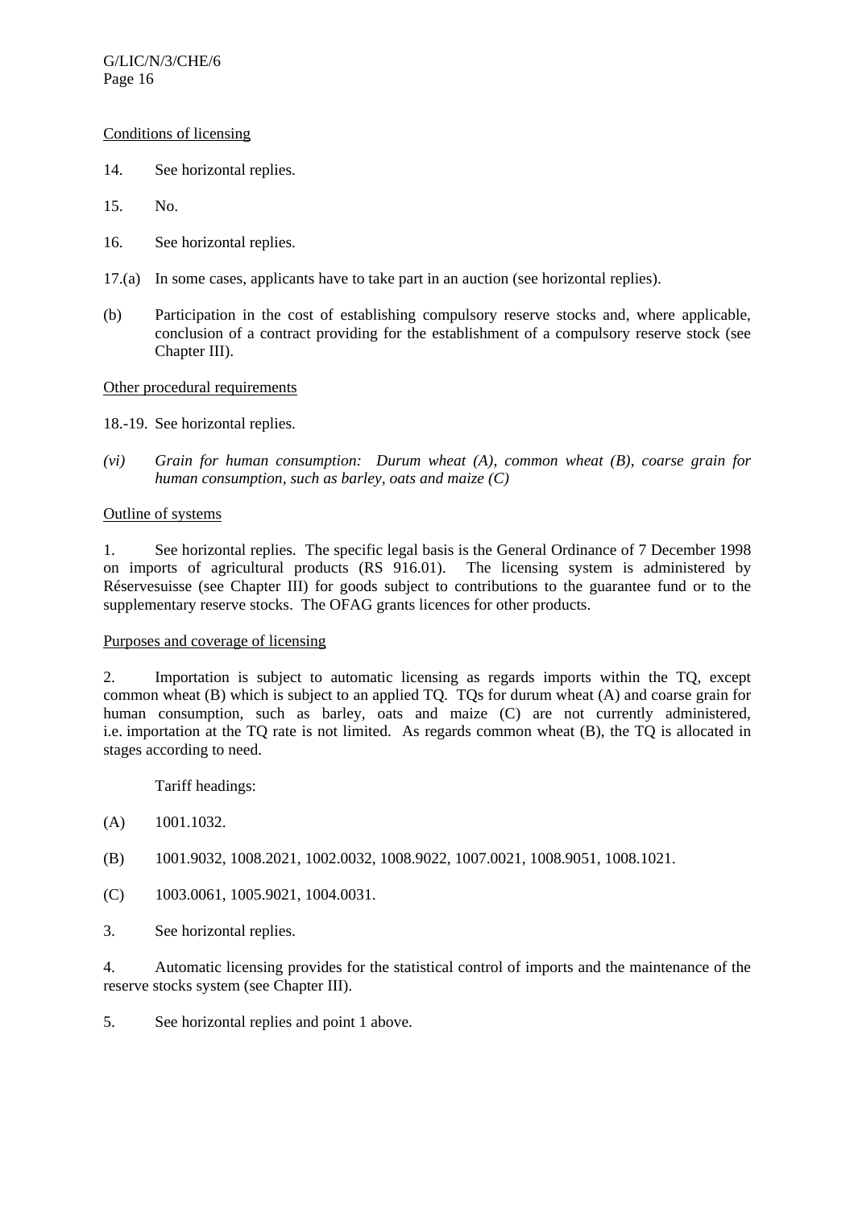Conditions of licensing

14. See horizontal replies.

15. No.

16. See horizontal replies.

17.(a) In some cases, applicants have to take part in an auction (see horizontal replies).

(b) Participation in the cost of establishing compulsory reserve stocks and, where applicable, conclusion of a contract providing for the establishment of a compulsory reserve stock (see Chapter III).

Other procedural requirements

18.-19. See horizontal replies.

*(vi) Grain for human consumption: Durum wheat (A), common wheat (B), coarse grain for human consumption, such as barley, oats and maize (C)*

Outline of systems

1. See horizontal replies. The specific legal basis is the General Ordinance of 7 December 1998 on imports of agricultural products (RS 916.01). The licensing system is administered by Réservesuisse (see Chapter III) for goods subject to contributions to the guarantee fund or to the supplementary reserve stocks. The OFAG grants licences for other products.

Purposes and coverage of licensing

2. Importation is subject to automatic licensing as regards imports within the TQ, except common wheat (B) which is subject to an applied TQ. TQs for durum wheat (A) and coarse grain for human consumption, such as barley, oats and maize (C) are not currently administered, i.e. importation at the TQ rate is not limited. As regards common wheat (B), the TQ is allocated in stages according to need.

Tariff headings:

(A) 1001.1032.

(B) 1001.9032, 1008.2021, 1002.0032, 1008.9022, 1007.0021, 1008.9051, 1008.1021.

(C) 1003.0061, 1005.9021, 1004.0031.

3. See horizontal replies.

4. Automatic licensing provides for the statistical control of imports and the maintenance of the reserve stocks system (see Chapter III).

5. See horizontal replies and point 1 above.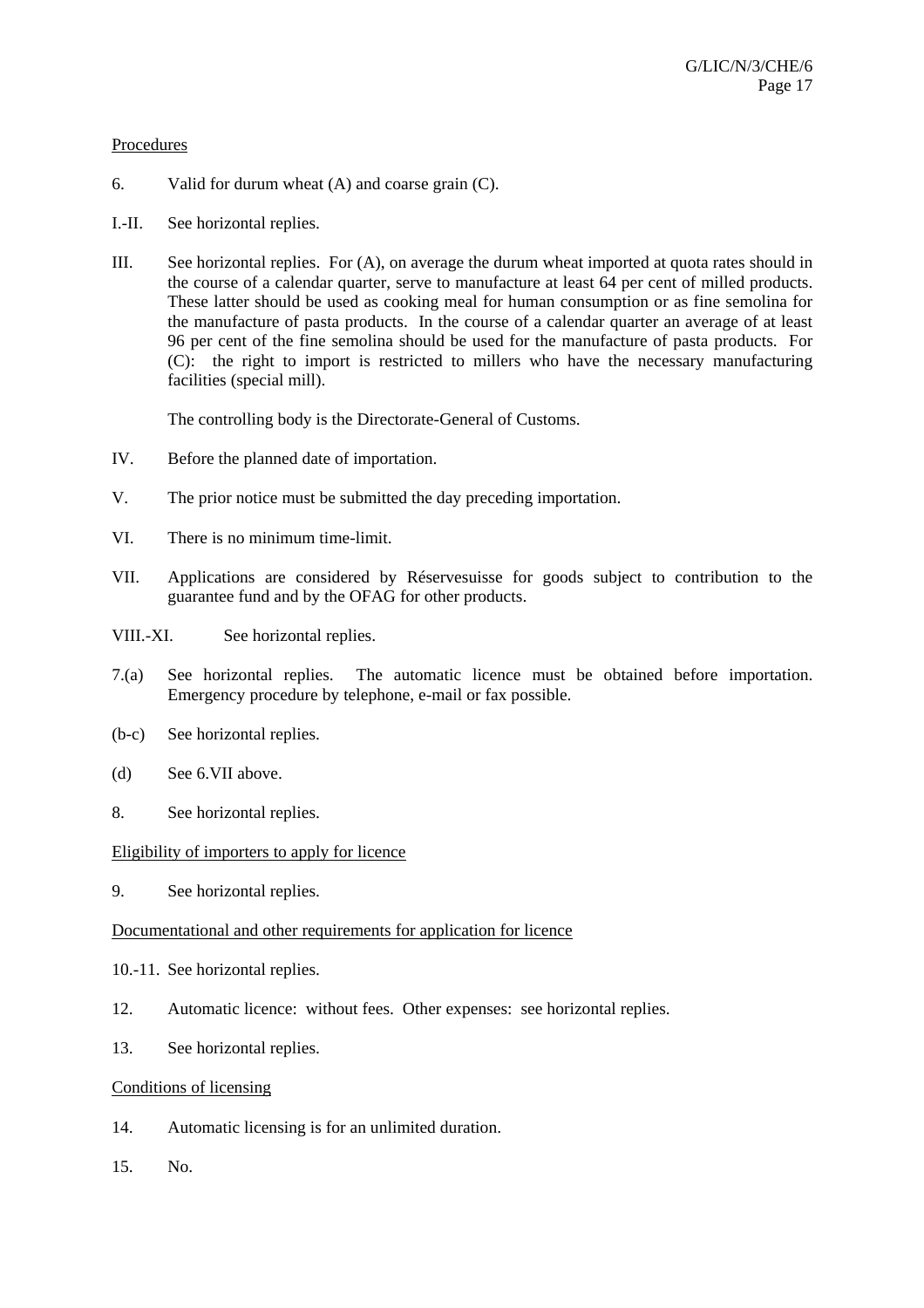Procedures

6. Valid for durum wheat (A) and coarse grain (C).

I.-II. See horizontal replies.

III. See horizontal replies. For (A), on average the durum wheat imported at quota rates should in the course of a calendar quarter, serve to manufacture at least 64 per cent of milled products. These latter should be used as cooking meal for human consumption or as fine semolina for the manufacture of pasta products. In the course of a calendar quarter an average of at least 96 per cent of the fine semolina should be used for the manufacture of pasta products. For (C): the right to import is restricted to millers who have the necessary manufacturing facilities (special mill).

The controlling body is the Directorate-General of Customs.

IV. Before the planned date of importation.

V. The prior notice must be submitted the day preceding importation.

VI. There is no minimum time-limit.

VII. Applications are considered by Réservesuisse for goods subject to contribution to the guarantee fund and by the OFAG for other products.

VIII.-XI. See horizontal replies.

7.(a) See horizontal replies. The automatic licence must be obtained before importation. Emergency procedure by telephone, e-mail or fax possible.

(b-c) See horizontal replies.

(d) See 6.VII above.

8. See horizontal replies.

Eligibility of importers to apply for licence

9. See horizontal replies.

Documentational and other requirements for application for licence

10.-11. See horizontal replies.

12. Automatic licence: without fees. Other expenses: see horizontal replies.

13. See horizontal replies.

Conditions of licensing

14. Automatic licensing is for an unlimited duration.

15. No.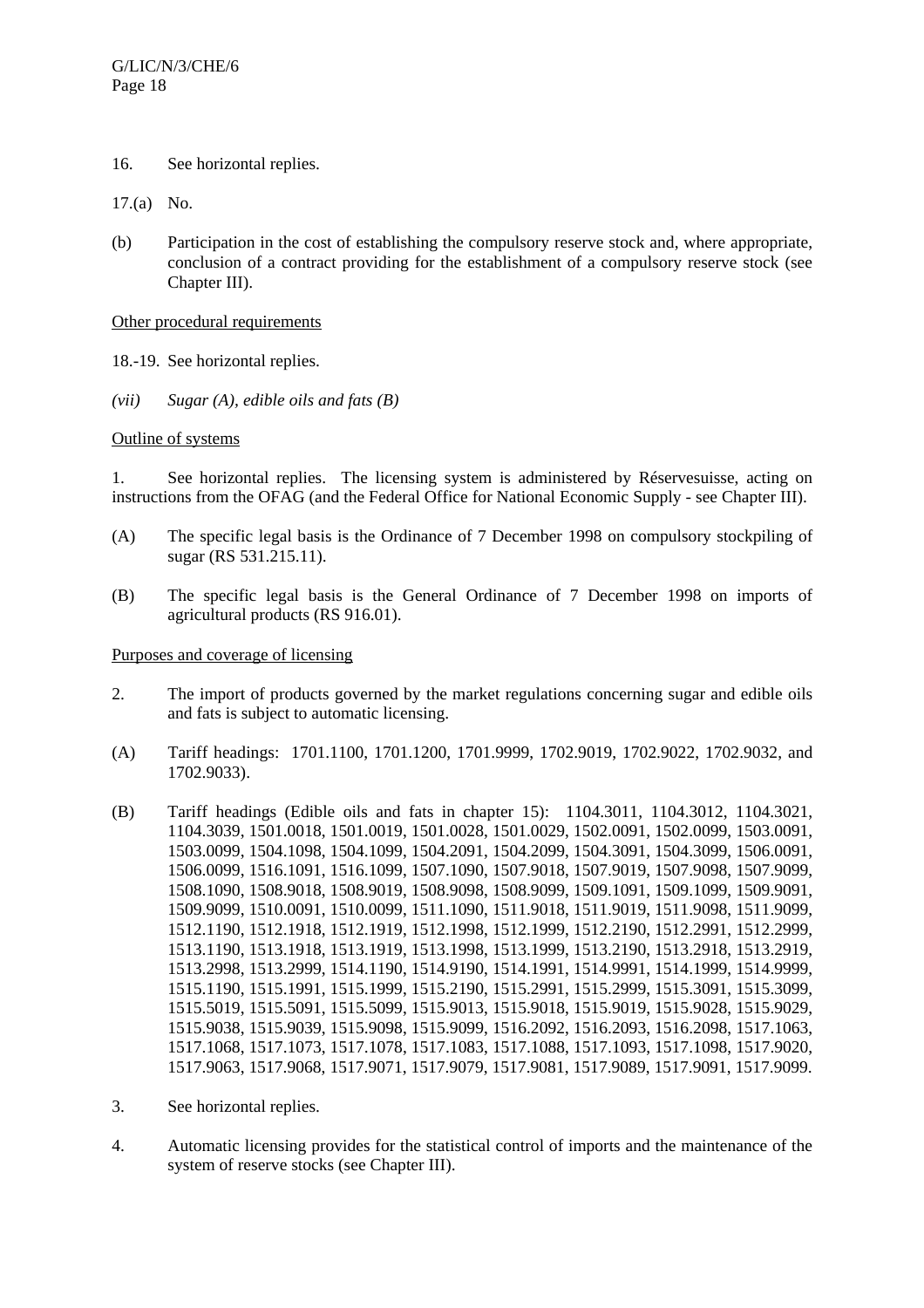16. See horizontal replies.

17.(a) No.

(b) Participation in the cost of establishing the compulsory reserve stock and, where appropriate, conclusion of a contract providing for the establishment of a compulsory reserve stock (see Chapter III).

Other procedural requirements

18.-19. See horizontal replies.

*(vii) Sugar (A), edible oils and fats (B)*

Outline of systems

1. See horizontal replies. The licensing system is administered by Réservesuisse, acting on instructions from the OFAG (and the Federal Office for National Economic Supply - see Chapter III).

(A) The specific legal basis is the Ordinance of 7 December 1998 on compulsory stockpiling of sugar (RS 531.215.11).

(B) The specific legal basis is the General Ordinance of 7 December 1998 on imports of agricultural products (RS 916.01).

Purposes and coverage of licensing

2. The import of products governed by the market regulations concerning sugar and edible oils and fats is subject to automatic licensing.

(A) Tariff headings: 1701.1100, 1701.1200, 1701.9999, 1702.9019, 1702.9022, 1702.9032, and 1702.9033).

(B) Tariff headings (Edible oils and fats in chapter 15): 1104.3011, 1104.3012, 1104.3021, 1104.3039, 1501.0018, 1501.0019, 1501.0028, 1501.0029, 1502.0091, 1502.0099, 1503.0091, 1503.0099, 1504.1098, 1504.1099, 1504.2091, 1504.2099, 1504.3091, 1504.3099, 1506.0091, 1506.0099, 1516.1091, 1516.1099, 1507.1090, 1507.9018, 1507.9019, 1507.9098, 1507.9099, 1508.1090, 1508.9018, 1508.9019, 1508.9098, 1508.9099, 1509.1091, 1509.1099, 1509.9091, 1509.9099, 1510.0091, 1510.0099, 1511.1090, 1511.9018, 1511.9019, 1511.9098, 1511.9099, 1512.1190, 1512.1918, 1512.1919, 1512.1998, 1512.1999, 1512.2190, 1512.2991, 1512.2999, 1513.1190, 1513.1918, 1513.1919, 1513.1998, 1513.1999, 1513.2190, 1513.2918, 1513.2919, 1513.2998, 1513.2999, 1514.1190, 1514.9190, 1514.1991, 1514.9991, 1514.1999, 1514.9999, 1515.1190, 1515.1991, 1515.1999, 1515.2190, 1515.2991, 1515.2999, 1515.3091, 1515.3099, 1515.5019, 1515.5091, 1515.5099, 1515.9013, 1515.9018, 1515.9019, 1515.9028, 1515.9029, 1515.9038, 1515.9039, 1515.9098, 1515.9099, 1516.2092, 1516.2093, 1516.2098, 1517.1063, 1517.1068, 1517.1073, 1517.1078, 1517.1083, 1517.1088, 1517.1093, 1517.1098, 1517.9020, 1517.9063, 1517.9068, 1517.9071, 1517.9079, 1517.9081, 1517.9089, 1517.9091, 1517.9099.

3. See horizontal replies.

4. Automatic licensing provides for the statistical control of imports and the maintenance of the system of reserve stocks (see Chapter III).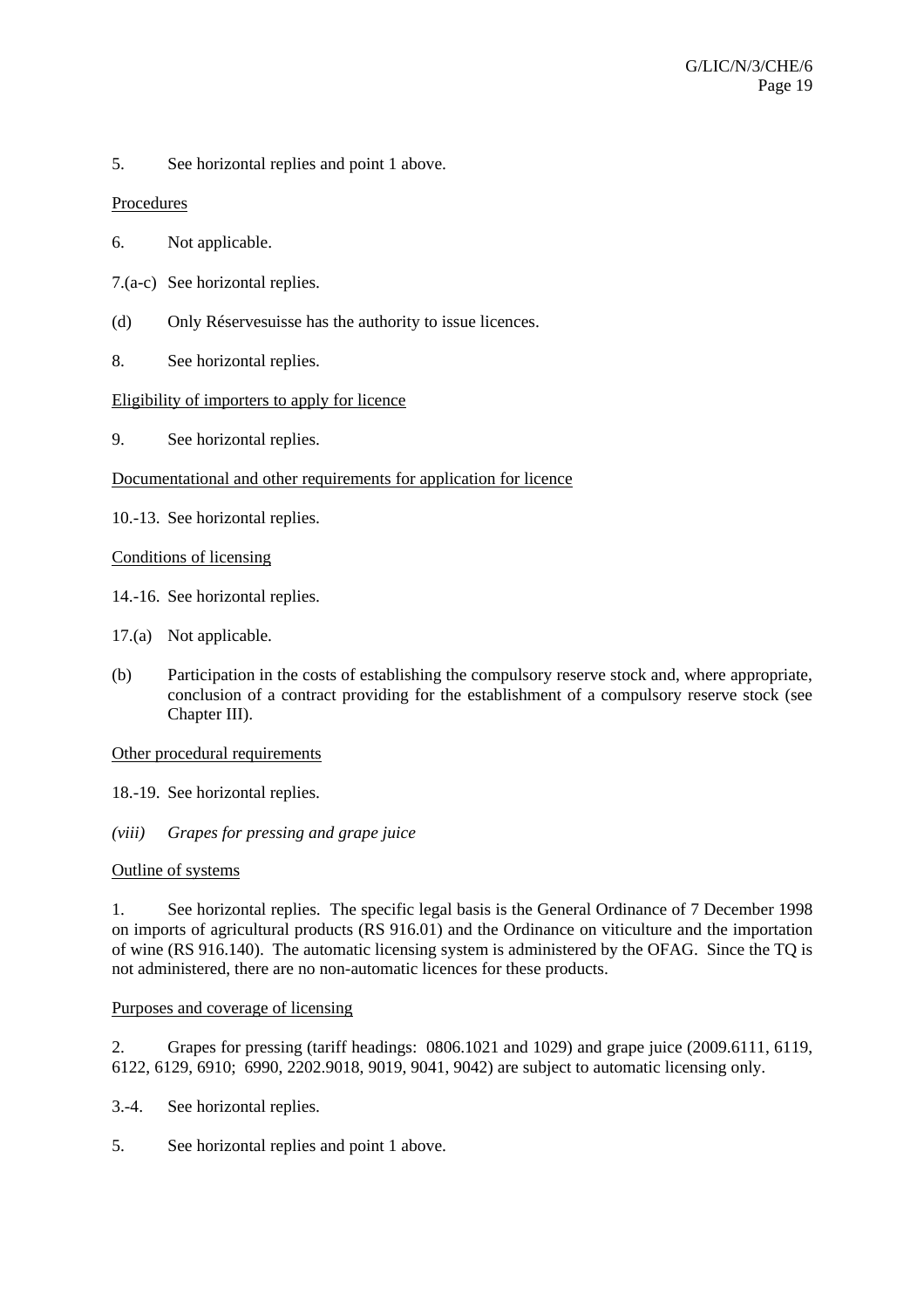5. See horizontal replies and point 1 above.

Procedures

6. Not applicable.

7.(a-c) See horizontal replies.

(d) Only Réservesuisse has the authority to issue licences.

8. See horizontal replies.

Eligibility of importers to apply for licence

9. See horizontal replies.

Documentational and other requirements for application for licence

10.-13. See horizontal replies.

Conditions of licensing

14.-16. See horizontal replies.

17.(a) Not applicable.

(b) Participation in the costs of establishing the compulsory reserve stock and, where appropriate, conclusion of a contract providing for the establishment of a compulsory reserve stock (see Chapter III).

Other procedural requirements

18.-19. See horizontal replies.

*(viii) Grapes for pressing and grape juice*

Outline of systems

1. See horizontal replies. The specific legal basis is the General Ordinance of 7 December 1998 on imports of agricultural products (RS 916.01) and the Ordinance on viticulture and the importation of wine (RS 916.140). The automatic licensing system is administered by the OFAG. Since the TQ is not administered, there are no non-automatic licences for these products.

Purposes and coverage of licensing

2. Grapes for pressing (tariff headings: 0806.1021 and 1029) and grape juice (2009.6111, 6119, 6122, 6129, 6910; 6990, 2202.9018, 9019, 9041, 9042) are subject to automatic licensing only.

3.-4. See horizontal replies.

5. See horizontal replies and point 1 above.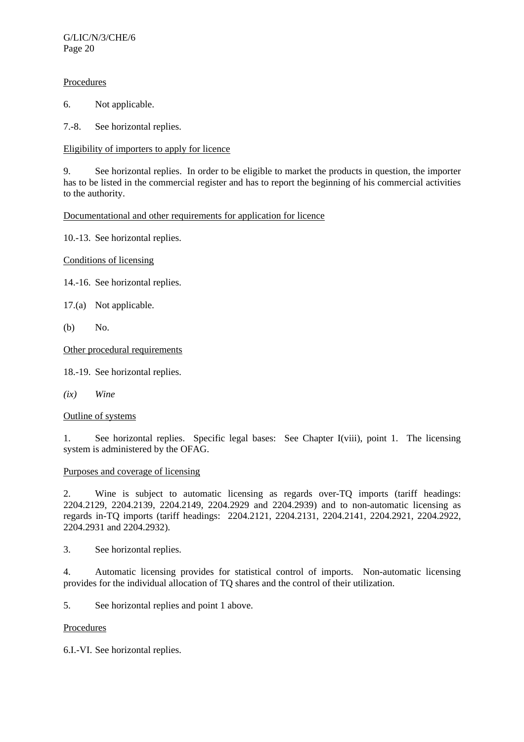Procedures

6. Not applicable.

7.-8. See horizontal replies.

Eligibility of importers to apply for licence

9. See horizontal replies. In order to be eligible to market the products in question, the importer has to be listed in the commercial register and has to report the beginning of his commercial activities to the authority.

Documentational and other requirements for application for licence

10.-13. See horizontal replies.

Conditions of licensing

14.-16. See horizontal replies.

17.(a) Not applicable.

(b) No.

Other procedural requirements

18.-19. See horizontal replies.

*(ix) Wine*

Outline of systems

1. See horizontal replies. Specific legal bases: See Chapter I(viii), point 1. The licensing system is administered by the OFAG.

Purposes and coverage of licensing

2. Wine is subject to automatic licensing as regards over-TQ imports (tariff headings: 2204.2129, 2204.2139, 2204.2149, 2204.2929 and 2204.2939) and to non-automatic licensing as regards in-TQ imports (tariff headings: 2204.2121, 2204.2131, 2204.2141, 2204.2921, 2204.2922, 2204.2931 and 2204.2932).

3. See horizontal replies.

4. Automatic licensing provides for statistical control of imports. Non-automatic licensing provides for the individual allocation of TQ shares and the control of their utilization.

5. See horizontal replies and point 1 above.

Procedures

6.I.-VI. See horizontal replies.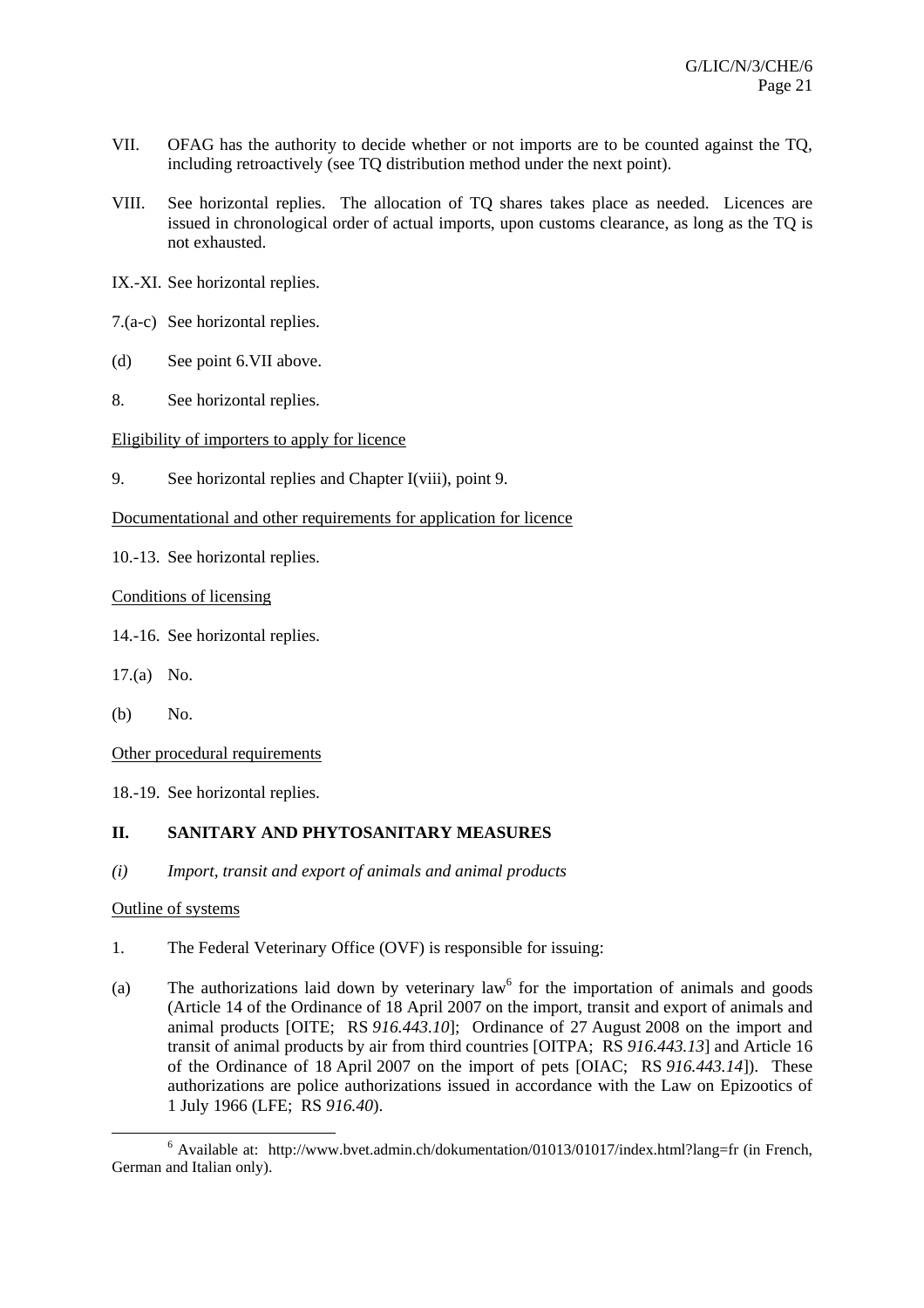VII. OFAG has the authority to decide whether or not imports are to be counted against the TQ, including retroactively (see TQ distribution method under the next point).

VIII. See horizontal replies. The allocation of TQ shares takes place as needed. Licences are issued in chronological order of actual imports, upon customs clearance, as long as the TQ is not exhausted.

IX.-XI. See horizontal replies.

7.(a-c) See horizontal replies.

(d) See point 6.VII above.

8. See horizontal replies.

Eligibility of importers to apply for licence

9. See horizontal replies and Chapter I(viii), point 9.

Documentational and other requirements for application for licence

10.-13. See horizontal replies.

Conditions of licensing

14.-16. See horizontal replies.

17.(a) No.

(b) No.

Other procedural requirements

18.-19. See horizontal replies.

## II. SANITARY AND PHYTOSANITARY MEASURES

*(i) Import, transit and export of animals and animal products*

Outline of systems

1. The Federal Veterinary Office (OVF) is responsible for issuing:

(a) The authorizations laid down by veterinary law[6] for the importation of animals and goods (Article 14 of the Ordinance of 18 April 2007 on the import, transit and export of animals and animal products [OITE; RS *916.443.10*]; Ordinance of 27 August 2008 on the import and transit of animal products by air from third countries [OITPA; RS *916.443.13*] and Article 16 of the Ordinance of 18 April 2007 on the import of pets [OIAC; RS *916.443.14*]). These authorizations are police authorizations issued in accordance with the Law on Epizootics of 1 July 1966 (LFE; RS *916.40*).

[6] Available at: http://www.bvet.admin.ch/dokumentation/01013/01017/index.html?lang=fr (in French, German and Italian only).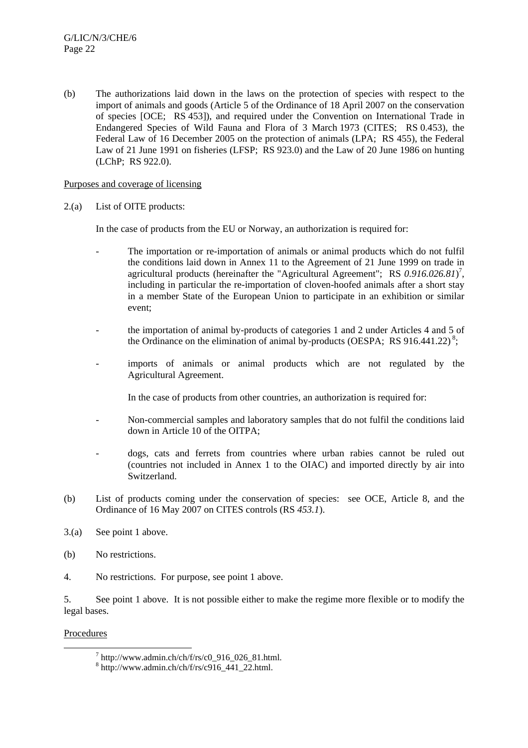(b) The authorizations laid down in the laws on the protection of species with respect to the import of animals and goods (Article 5 of the Ordinance of 18 April 2007 on the conservation of species [OCE; RS 453]), and required under the Convention on International Trade in Endangered Species of Wild Fauna and Flora of 3 March 1973 (CITES; RS 0.453), the Federal Law of 16 December 2005 on the protection of animals (LPA; RS 455), the Federal Law of 21 June 1991 on fisheries (LFSP; RS 923.0) and the Law of 20 June 1986 on hunting (LChP; RS 922.0).

Purposes and coverage of licensing

2.(a) List of OITE products:

In the case of products from the EU or Norway, an authorization is required for:

- The importation or re-importation of animals or animal products which do not fulfil the conditions laid down in Annex 11 to the Agreement of 21 June 1999 on trade in agricultural products (hereinafter the "Agricultural Agreement"; RS *0.916.026.81*)[7], including in particular the re-importation of cloven-hoofed animals after a short stay in a member State of the European Union to participate in an exhibition or similar event;

- the importation of animal by-products of categories 1 and 2 under Articles 4 and 5 of the Ordinance on the elimination of animal by-products (OESPA; RS 916.441.22)[8];

- imports of animals or animal products which are not regulated by the Agricultural Agreement.

In the case of products from other countries, an authorization is required for:

- Non-commercial samples and laboratory samples that do not fulfil the conditions laid down in Article 10 of the OITPA;

- dogs, cats and ferrets from countries where urban rabies cannot be ruled out (countries not included in Annex 1 to the OIAC) and imported directly by air into Switzerland.

(b) List of products coming under the conservation of species: see OCE, Article 8, and the Ordinance of 16 May 2007 on CITES controls (RS *453.1*).

3.(a) See point 1 above.

(b) No restrictions.

4. No restrictions. For purpose, see point 1 above.

5. See point 1 above. It is not possible either to make the regime more flexible or to modify the legal bases.

Procedures

[7] http://www.admin.ch/ch/f/rs/c0_916_026_81.html.

[8] http://www.admin.ch/ch/f/rs/c916_441_22.html.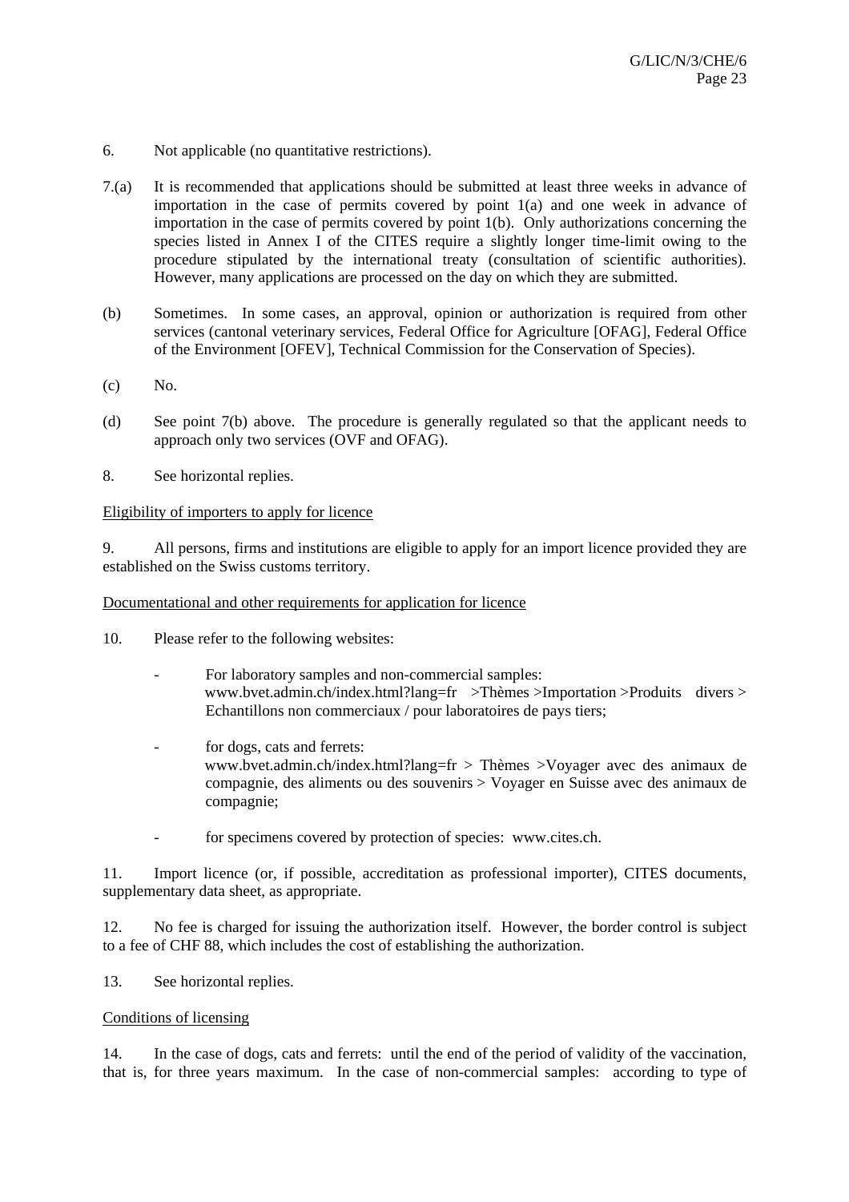6. Not applicable (no quantitative restrictions).

7.(a) It is recommended that applications should be submitted at least three weeks in advance of importation in the case of permits covered by point 1(a) and one week in advance of importation in the case of permits covered by point 1(b). Only authorizations concerning the species listed in Annex I of the CITES require a slightly longer time-limit owing to the procedure stipulated by the international treaty (consultation of scientific authorities). However, many applications are processed on the day on which they are submitted.

(b) Sometimes. In some cases, an approval, opinion or authorization is required from other services (cantonal veterinary services, Federal Office for Agriculture [OFAG], Federal Office of the Environment [OFEV], Technical Commission for the Conservation of Species).

(c) No.

(d) See point 7(b) above. The procedure is generally regulated so that the applicant needs to approach only two services (OVF and OFAG).

8. See horizontal replies.

Eligibility of importers to apply for licence

9. All persons, firms and institutions are eligible to apply for an import licence provided they are established on the Swiss customs territory.

Documentational and other requirements for application for licence

10. Please refer to the following websites:

- For laboratory samples and non-commercial samples: www.bvet.admin.ch/index.html?lang=fr >Thèmes >Importation >Produits divers > Echantillons non commerciaux / pour laboratoires de pays tiers;

- for dogs, cats and ferrets: www.bvet.admin.ch/index.html?lang=fr > Thèmes >Voyager avec des animaux de compagnie, des aliments ou des souvenirs > Voyager en Suisse avec des animaux de compagnie;

- for specimens covered by protection of species: www.cites.ch.

11. Import licence (or, if possible, accreditation as professional importer), CITES documents, supplementary data sheet, as appropriate.

12. No fee is charged for issuing the authorization itself. However, the border control is subject to a fee of CHF 88, which includes the cost of establishing the authorization.

13. See horizontal replies.

Conditions of licensing

14. In the case of dogs, cats and ferrets: until the end of the period of validity of the vaccination, that is, for three years maximum. In the case of non-commercial samples: according to type of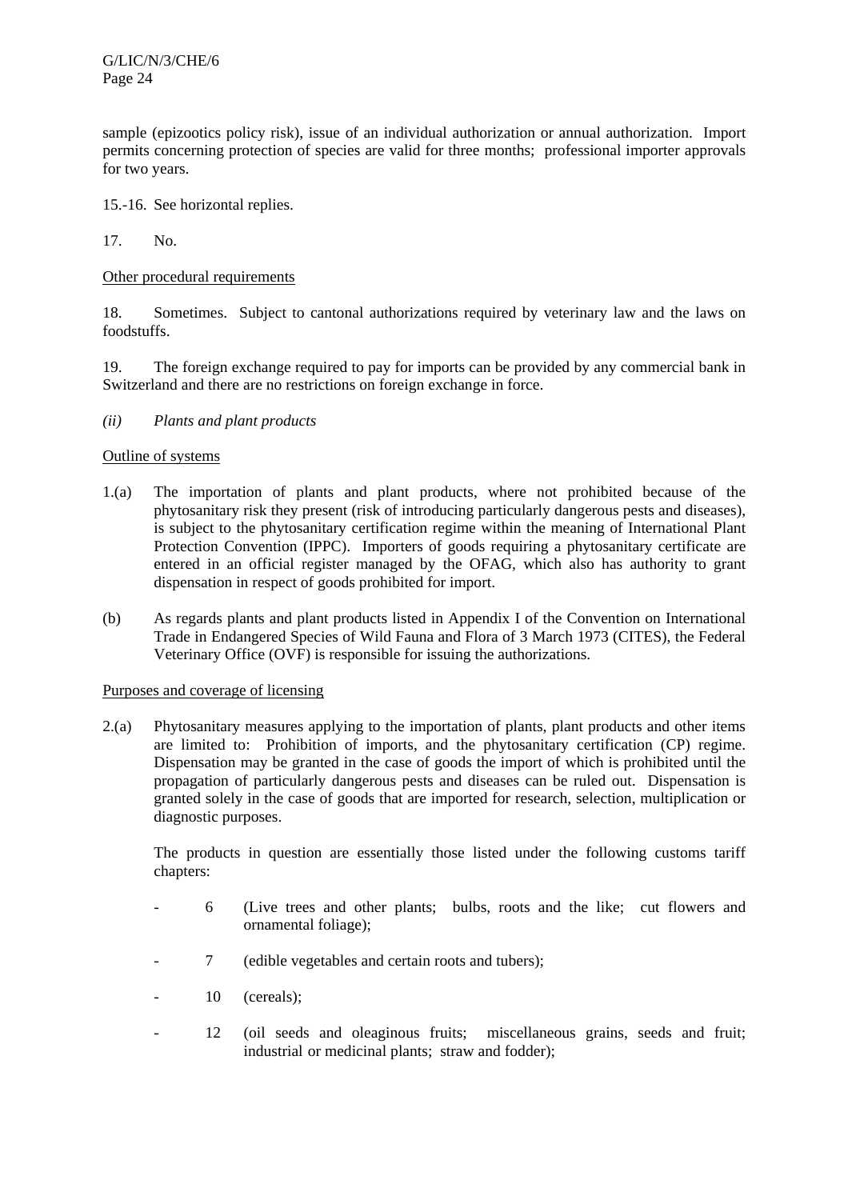sample (epizootics policy risk), issue of an individual authorization or annual authorization. Import permits concerning protection of species are valid for three months; professional importer approvals for two years.

15.-16. See horizontal replies.

17. No.

Other procedural requirements

18. Sometimes. Subject to cantonal authorizations required by veterinary law and the laws on foodstuffs.

19. The foreign exchange required to pay for imports can be provided by any commercial bank in Switzerland and there are no restrictions on foreign exchange in force.

*(ii) Plants and plant products*

Outline of systems

1.(a) The importation of plants and plant products, where not prohibited because of the phytosanitary risk they present (risk of introducing particularly dangerous pests and diseases), is subject to the phytosanitary certification regime within the meaning of International Plant Protection Convention (IPPC). Importers of goods requiring a phytosanitary certificate are entered in an official register managed by the OFAG, which also has authority to grant dispensation in respect of goods prohibited for import.

(b) As regards plants and plant products listed in Appendix I of the Convention on International Trade in Endangered Species of Wild Fauna and Flora of 3 March 1973 (CITES), the Federal Veterinary Office (OVF) is responsible for issuing the authorizations.

Purposes and coverage of licensing

2.(a) Phytosanitary measures applying to the importation of plants, plant products and other items are limited to: Prohibition of imports, and the phytosanitary certification (CP) regime. Dispensation may be granted in the case of goods the import of which is prohibited until the propagation of particularly dangerous pests and diseases can be ruled out. Dispensation is granted solely in the case of goods that are imported for research, selection, multiplication or diagnostic purposes.

The products in question are essentially those listed under the following customs tariff chapters:

- 6 (Live trees and other plants; bulbs, roots and the like; cut flowers and ornamental foliage);
- 7 (edible vegetables and certain roots and tubers);
- 10 (cereals);
- 12 (oil seeds and oleaginous fruits; miscellaneous grains, seeds and fruit; industrial or medicinal plants; straw and fodder);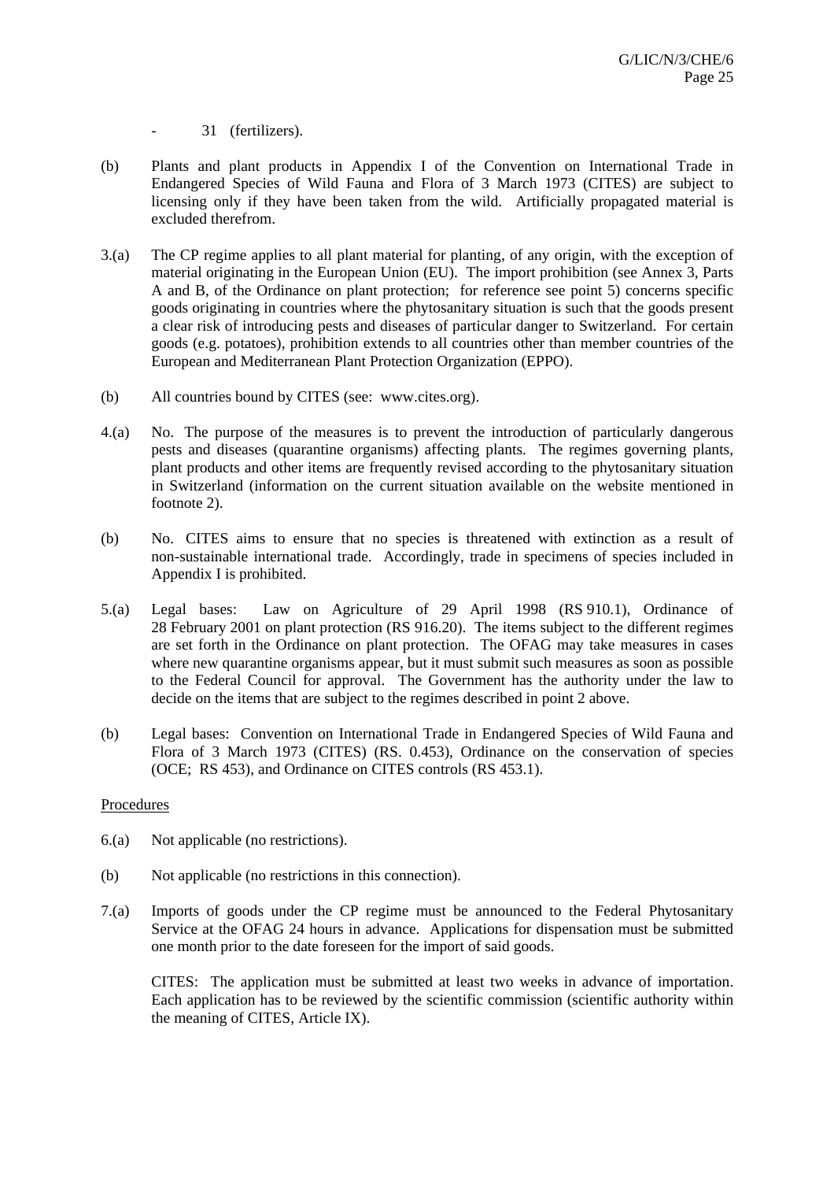- 31 (fertilizers).

(b) Plants and plant products in Appendix I of the Convention on International Trade in Endangered Species of Wild Fauna and Flora of 3 March 1973 (CITES) are subject to licensing only if they have been taken from the wild. Artificially propagated material is excluded therefrom.

3.(a) The CP regime applies to all plant material for planting, of any origin, with the exception of material originating in the European Union (EU). The import prohibition (see Annex 3, Parts A and B, of the Ordinance on plant protection; for reference see point 5) concerns specific goods originating in countries where the phytosanitary situation is such that the goods present a clear risk of introducing pests and diseases of particular danger to Switzerland. For certain goods (e.g. potatoes), prohibition extends to all countries other than member countries of the European and Mediterranean Plant Protection Organization (EPPO).

(b) All countries bound by CITES (see: www.cites.org).

4.(a) No. The purpose of the measures is to prevent the introduction of particularly dangerous pests and diseases (quarantine organisms) affecting plants. The regimes governing plants, plant products and other items are frequently revised according to the phytosanitary situation in Switzerland (information on the current situation available on the website mentioned in footnote 2).

(b) No. CITES aims to ensure that no species is threatened with extinction as a result of non-sustainable international trade. Accordingly, trade in specimens of species included in Appendix I is prohibited.

5.(a) Legal bases: Law on Agriculture of 29 April 1998 (RS 910.1), Ordinance of 28 February 2001 on plant protection (RS 916.20). The items subject to the different regimes are set forth in the Ordinance on plant protection. The OFAG may take measures in cases where new quarantine organisms appear, but it must submit such measures as soon as possible to the Federal Council for approval. The Government has the authority under the law to decide on the items that are subject to the regimes described in point 2 above.

(b) Legal bases: Convention on International Trade in Endangered Species of Wild Fauna and Flora of 3 March 1973 (CITES) (RS. 0.453), Ordinance on the conservation of species (OCE; RS 453), and Ordinance on CITES controls (RS 453.1).

Procedures

6.(a) Not applicable (no restrictions).

(b) Not applicable (no restrictions in this connection).

7.(a) Imports of goods under the CP regime must be announced to the Federal Phytosanitary Service at the OFAG 24 hours in advance. Applications for dispensation must be submitted one month prior to the date foreseen for the import of said goods.

CITES: The application must be submitted at least two weeks in advance of importation. Each application has to be reviewed by the scientific commission (scientific authority within the meaning of CITES, Article IX).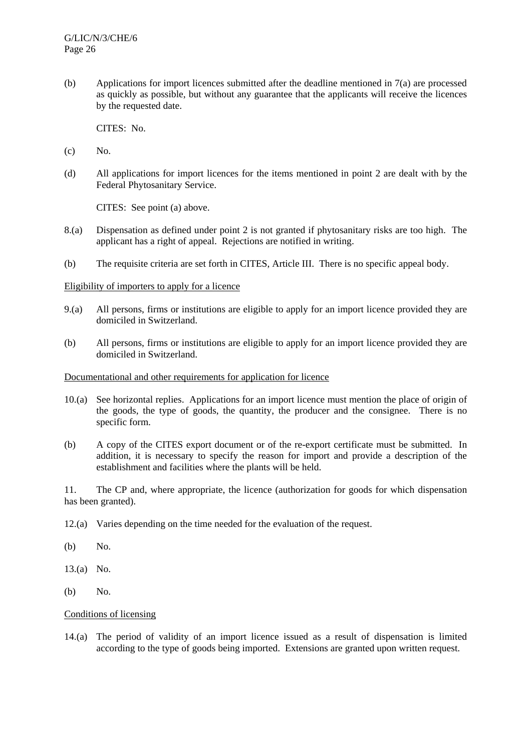(b) Applications for import licences submitted after the deadline mentioned in 7(a) are processed as quickly as possible, but without any guarantee that the applicants will receive the licences by the requested date.

CITES: No.

(c) No.

(d) All applications for import licences for the items mentioned in point 2 are dealt with by the Federal Phytosanitary Service.

CITES: See point (a) above.

8.(a) Dispensation as defined under point 2 is not granted if phytosanitary risks are too high. The applicant has a right of appeal. Rejections are notified in writing.

(b) The requisite criteria are set forth in CITES, Article III. There is no specific appeal body.

Eligibility of importers to apply for a licence

9.(a) All persons, firms or institutions are eligible to apply for an import licence provided they are domiciled in Switzerland.

(b) All persons, firms or institutions are eligible to apply for an import licence provided they are domiciled in Switzerland.

Documentational and other requirements for application for licence

10.(a) See horizontal replies. Applications for an import licence must mention the place of origin of the goods, the type of goods, the quantity, the producer and the consignee. There is no specific form.

(b) A copy of the CITES export document or of the re-export certificate must be submitted. In addition, it is necessary to specify the reason for import and provide a description of the establishment and facilities where the plants will be held.

11. The CP and, where appropriate, the licence (authorization for goods for which dispensation has been granted).

12.(a) Varies depending on the time needed for the evaluation of the request.

(b) No.

13.(a) No.

(b) No.

Conditions of licensing

14.(a) The period of validity of an import licence issued as a result of dispensation is limited according to the type of goods being imported. Extensions are granted upon written request.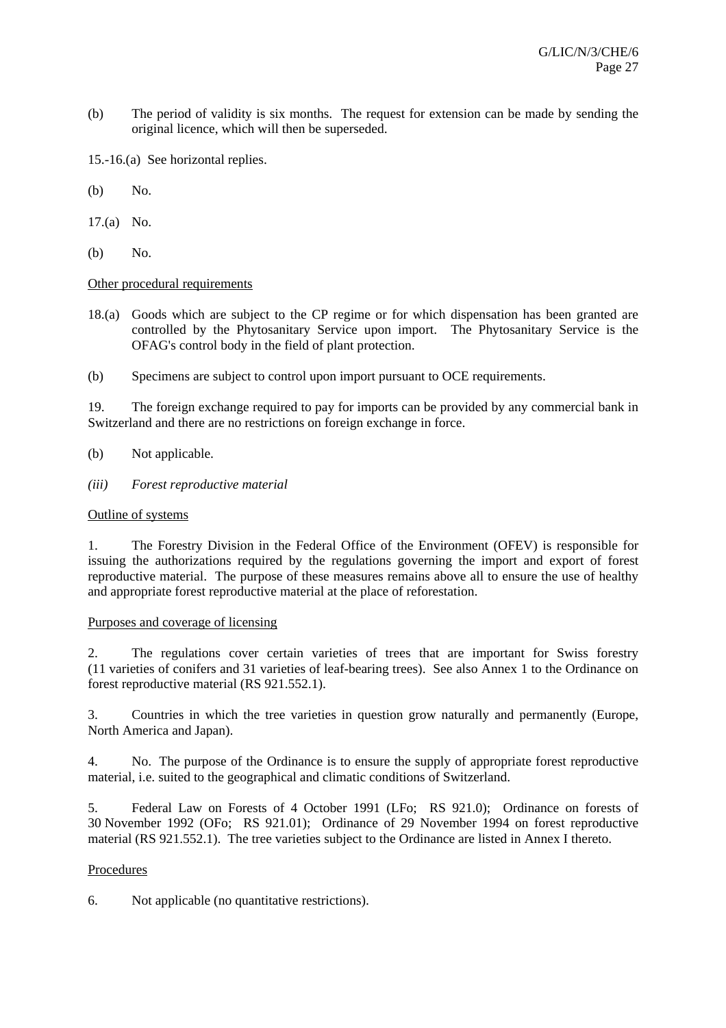(b) The period of validity is six months. The request for extension can be made by sending the original licence, which will then be superseded.

15.-16.(a) See horizontal replies.

(b) No.

17.(a) No.

(b) No.

Other procedural requirements

18.(a) Goods which are subject to the CP regime or for which dispensation has been granted are controlled by the Phytosanitary Service upon import. The Phytosanitary Service is the OFAG's control body in the field of plant protection.

(b) Specimens are subject to control upon import pursuant to OCE requirements.

19. The foreign exchange required to pay for imports can be provided by any commercial bank in Switzerland and there are no restrictions on foreign exchange in force.

(b) Not applicable.

*(iii) Forest reproductive material*

Outline of systems

1. The Forestry Division in the Federal Office of the Environment (OFEV) is responsible for issuing the authorizations required by the regulations governing the import and export of forest reproductive material. The purpose of these measures remains above all to ensure the use of healthy and appropriate forest reproductive material at the place of reforestation.

Purposes and coverage of licensing

2. The regulations cover certain varieties of trees that are important for Swiss forestry (11 varieties of conifers and 31 varieties of leaf-bearing trees). See also Annex 1 to the Ordinance on forest reproductive material (RS 921.552.1).

3. Countries in which the tree varieties in question grow naturally and permanently (Europe, North America and Japan).

4. No. The purpose of the Ordinance is to ensure the supply of appropriate forest reproductive material, i.e. suited to the geographical and climatic conditions of Switzerland.

5. Federal Law on Forests of 4 October 1991 (LFo; RS 921.0); Ordinance on forests of 30 November 1992 (OFo; RS 921.01); Ordinance of 29 November 1994 on forest reproductive material (RS 921.552.1). The tree varieties subject to the Ordinance are listed in Annex I thereto.

Procedures

6. Not applicable (no quantitative restrictions).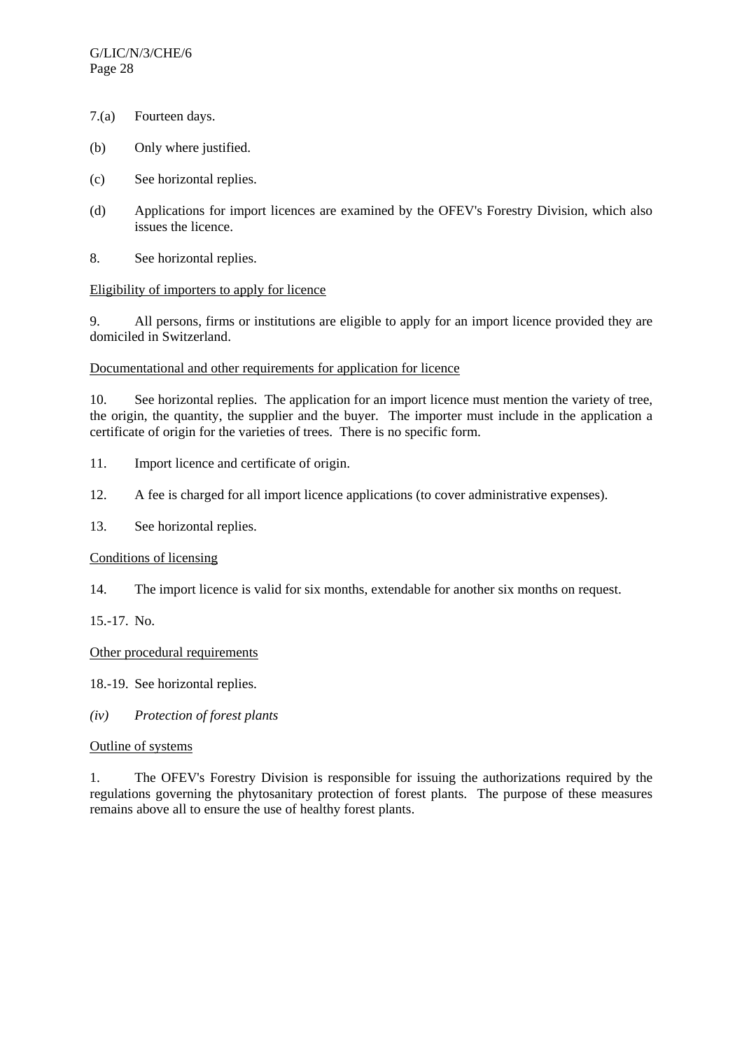7.(a) Fourteen days.

(b) Only where justified.

(c) See horizontal replies.

(d) Applications for import licences are examined by the OFEV's Forestry Division, which also issues the licence.

8. See horizontal replies.

<u>Eligibility of importers to apply for licence</u>

9. All persons, firms or institutions are eligible to apply for an import licence provided they are domiciled in Switzerland.

<u>Documentational and other requirements for application for licence</u>

10. See horizontal replies. The application for an import licence must mention the variety of tree, the origin, the quantity, the supplier and the buyer. The importer must include in the application a certificate of origin for the varieties of trees. There is no specific form.

11. Import licence and certificate of origin.

12. A fee is charged for all import licence applications (to cover administrative expenses).

13. See horizontal replies.

<u>Conditions of licensing</u>

14. The import licence is valid for six months, extendable for another six months on request.

15.-17. No.

<u>Other procedural requirements</u>

18.-19. See horizontal replies.

*(iv) Protection of forest plants*

<u>Outline of systems</u>

1. The OFEV's Forestry Division is responsible for issuing the authorizations required by the regulations governing the phytosanitary protection of forest plants. The purpose of these measures remains above all to ensure the use of healthy forest plants.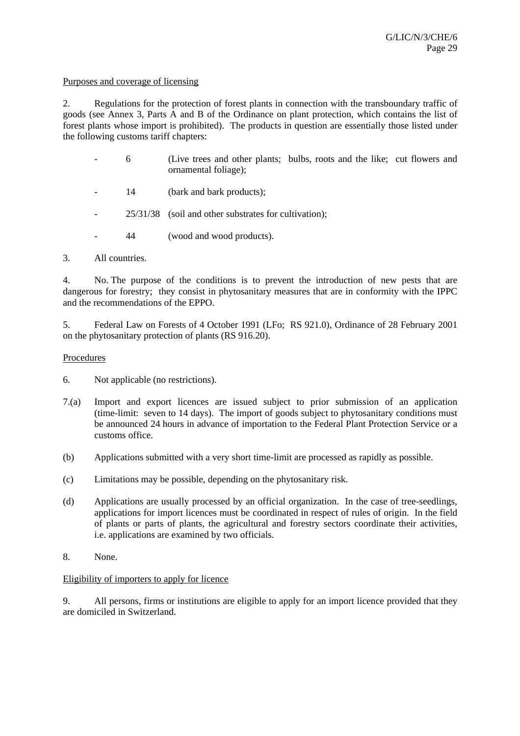Purposes and coverage of licensing

2. Regulations for the protection of forest plants in connection with the transboundary traffic of goods (see Annex 3, Parts A and B of the Ordinance on plant protection, which contains the list of forest plants whose import is prohibited). The products in question are essentially those listed under the following customs tariff chapters:

- 6 (Live trees and other plants; bulbs, roots and the like; cut flowers and ornamental foliage);
- 14 (bark and bark products);
- 25/31/38 (soil and other substrates for cultivation);
- 44 (wood and wood products).

3. All countries.

4. No. The purpose of the conditions is to prevent the introduction of new pests that are dangerous for forestry; they consist in phytosanitary measures that are in conformity with the IPPC and the recommendations of the EPPO.

5. Federal Law on Forests of 4 October 1991 (LFo; RS 921.0), Ordinance of 28 February 2001 on the phytosanitary protection of plants (RS 916.20).

Procedures

6. Not applicable (no restrictions).

7.(a) Import and export licences are issued subject to prior submission of an application (time-limit: seven to 14 days). The import of goods subject to phytosanitary conditions must be announced 24 hours in advance of importation to the Federal Plant Protection Service or a customs office.

(b) Applications submitted with a very short time-limit are processed as rapidly as possible.

(c) Limitations may be possible, depending on the phytosanitary risk.

(d) Applications are usually processed by an official organization. In the case of tree-seedlings, applications for import licences must be coordinated in respect of rules of origin. In the field of plants or parts of plants, the agricultural and forestry sectors coordinate their activities, i.e. applications are examined by two officials.

8. None.

Eligibility of importers to apply for licence

9. All persons, firms or institutions are eligible to apply for an import licence provided that they are domiciled in Switzerland.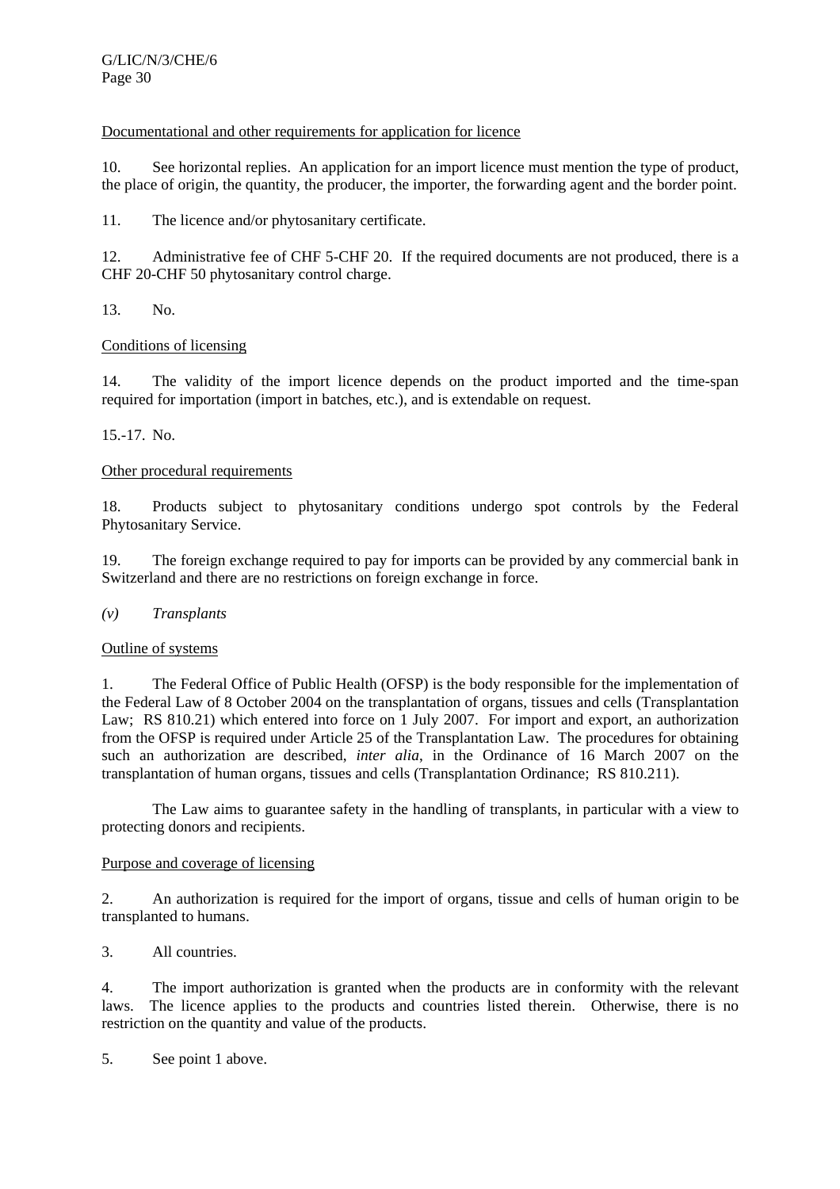Documentational and other requirements for application for licence

10. See horizontal replies. An application for an import licence must mention the type of product, the place of origin, the quantity, the producer, the importer, the forwarding agent and the border point.

11. The licence and/or phytosanitary certificate.

12. Administrative fee of CHF 5-CHF 20. If the required documents are not produced, there is a CHF 20-CHF 50 phytosanitary control charge.

13. No.

Conditions of licensing

14. The validity of the import licence depends on the product imported and the time-span required for importation (import in batches, etc.), and is extendable on request.

15.-17. No.

Other procedural requirements

18. Products subject to phytosanitary conditions undergo spot controls by the Federal Phytosanitary Service.

19. The foreign exchange required to pay for imports can be provided by any commercial bank in Switzerland and there are no restrictions on foreign exchange in force.

*(v) Transplants*

Outline of systems

1. The Federal Office of Public Health (OFSP) is the body responsible for the implementation of the Federal Law of 8 October 2004 on the transplantation of organs, tissues and cells (Transplantation Law; RS 810.21) which entered into force on 1 July 2007. For import and export, an authorization from the OFSP is required under Article 25 of the Transplantation Law. The procedures for obtaining such an authorization are described, *inter alia*, in the Ordinance of 16 March 2007 on the transplantation of human organs, tissues and cells (Transplantation Ordinance; RS 810.211).

The Law aims to guarantee safety in the handling of transplants, in particular with a view to protecting donors and recipients.

Purpose and coverage of licensing

2. An authorization is required for the import of organs, tissue and cells of human origin to be transplanted to humans.

3. All countries.

4. The import authorization is granted when the products are in conformity with the relevant laws. The licence applies to the products and countries listed therein. Otherwise, there is no restriction on the quantity and value of the products.

5. See point 1 above.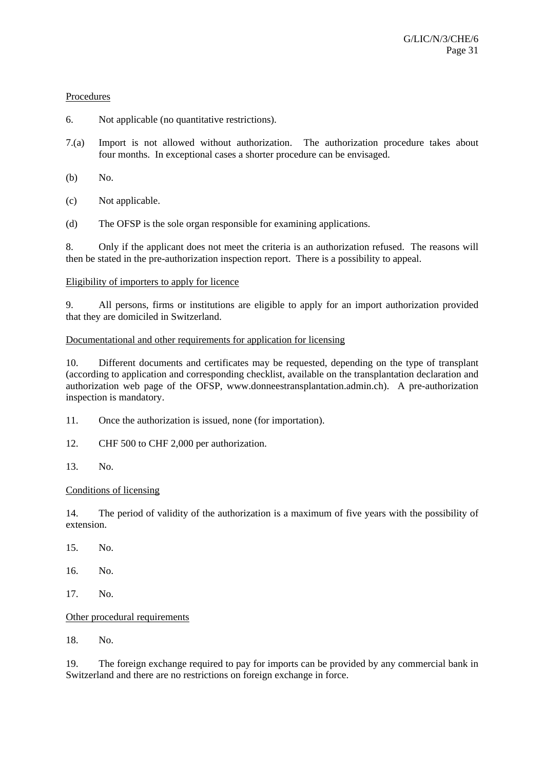Procedures

6. Not applicable (no quantitative restrictions).

7.(a) Import is not allowed without authorization. The authorization procedure takes about four months. In exceptional cases a shorter procedure can be envisaged.

(b) No.

(c) Not applicable.

(d) The OFSP is the sole organ responsible for examining applications.

8. Only if the applicant does not meet the criteria is an authorization refused. The reasons will then be stated in the pre-authorization inspection report. There is a possibility to appeal.

Eligibility of importers to apply for licence

9. All persons, firms or institutions are eligible to apply for an import authorization provided that they are domiciled in Switzerland.

Documentational and other requirements for application for licensing

10. Different documents and certificates may be requested, depending on the type of transplant (according to application and corresponding checklist, available on the transplantation declaration and authorization web page of the OFSP, www.donneestransplantation.admin.ch). A pre-authorization inspection is mandatory.

11. Once the authorization is issued, none (for importation).

12. CHF 500 to CHF 2,000 per authorization.

13. No.

Conditions of licensing

14. The period of validity of the authorization is a maximum of five years with the possibility of extension.

15. No.

16. No.

17. No.

Other procedural requirements

18. No.

19. The foreign exchange required to pay for imports can be provided by any commercial bank in Switzerland and there are no restrictions on foreign exchange in force.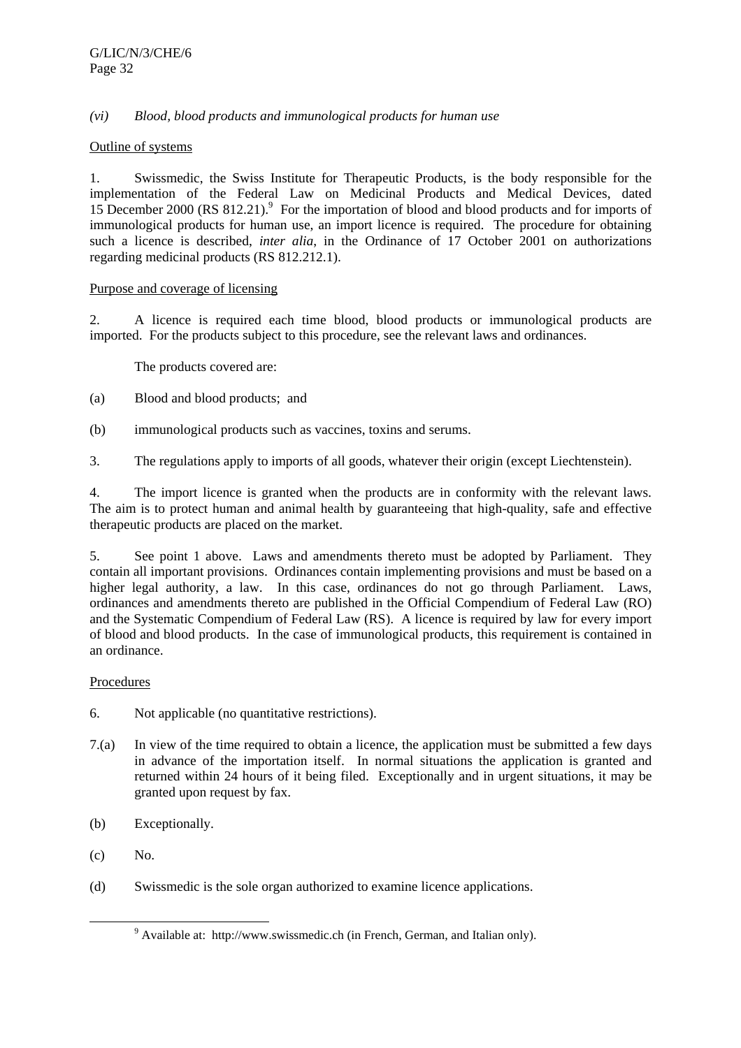*(vi) Blood, blood products and immunological products for human use*

Outline of systems

1. Swissmedic, the Swiss Institute for Therapeutic Products, is the body responsible for the implementation of the Federal Law on Medicinal Products and Medical Devices, dated 15 December 2000 (RS 812.21).[9] For the importation of blood and blood products and for imports of immunological products for human use, an import licence is required. The procedure for obtaining such a licence is described, *inter alia*, in the Ordinance of 17 October 2001 on authorizations regarding medicinal products (RS 812.212.1).

Purpose and coverage of licensing

2. A licence is required each time blood, blood products or immunological products are imported. For the products subject to this procedure, see the relevant laws and ordinances.

The products covered are:

(a) Blood and blood products; and

(b) immunological products such as vaccines, toxins and serums.

3. The regulations apply to imports of all goods, whatever their origin (except Liechtenstein).

4. The import licence is granted when the products are in conformity with the relevant laws. The aim is to protect human and animal health by guaranteeing that high-quality, safe and effective therapeutic products are placed on the market.

5. See point 1 above. Laws and amendments thereto must be adopted by Parliament. They contain all important provisions. Ordinances contain implementing provisions and must be based on a higher legal authority, a law. In this case, ordinances do not go through Parliament. Laws, ordinances and amendments thereto are published in the Official Compendium of Federal Law (RO) and the Systematic Compendium of Federal Law (RS). A licence is required by law for every import of blood and blood products. In the case of immunological products, this requirement is contained in an ordinance.

Procedures

6. Not applicable (no quantitative restrictions).

7.(a) In view of the time required to obtain a licence, the application must be submitted a few days in advance of the importation itself. In normal situations the application is granted and returned within 24 hours of it being filed. Exceptionally and in urgent situations, it may be granted upon request by fax.

(b) Exceptionally.

(c) No.

(d) Swissmedic is the sole organ authorized to examine licence applications.

[9] Available at: http://www.swissmedic.ch (in French, German, and Italian only).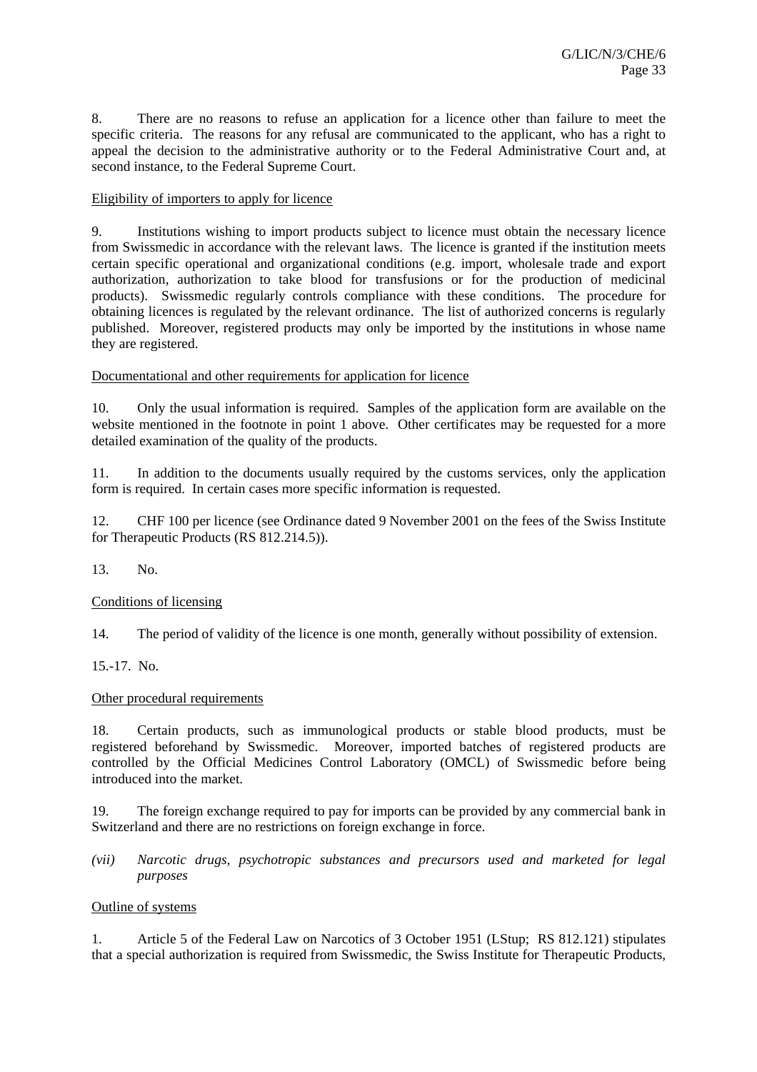8. There are no reasons to refuse an application for a licence other than failure to meet the specific criteria. The reasons for any refusal are communicated to the applicant, who has a right to appeal the decision to the administrative authority or to the Federal Administrative Court and, at second instance, to the Federal Supreme Court.

<u>Eligibility of importers to apply for licence</u>

9. Institutions wishing to import products subject to licence must obtain the necessary licence from Swissmedic in accordance with the relevant laws. The licence is granted if the institution meets certain specific operational and organizational conditions (e.g. import, wholesale trade and export authorization, authorization to take blood for transfusions or for the production of medicinal products). Swissmedic regularly controls compliance with these conditions. The procedure for obtaining licences is regulated by the relevant ordinance. The list of authorized concerns is regularly published. Moreover, registered products may only be imported by the institutions in whose name they are registered.

<u>Documentational and other requirements for application for licence</u>

10. Only the usual information is required. Samples of the application form are available on the website mentioned in the footnote in point 1 above. Other certificates may be requested for a more detailed examination of the quality of the products.

11. In addition to the documents usually required by the customs services, only the application form is required. In certain cases more specific information is requested.

12. CHF 100 per licence (see Ordinance dated 9 November 2001 on the fees of the Swiss Institute for Therapeutic Products (RS 812.214.5)).

13. No.

<u>Conditions of licensing</u>

14. The period of validity of the licence is one month, generally without possibility of extension.

15.-17. No.

<u>Other procedural requirements</u>

18. Certain products, such as immunological products or stable blood products, must be registered beforehand by Swissmedic. Moreover, imported batches of registered products are controlled by the Official Medicines Control Laboratory (OMCL) of Swissmedic before being introduced into the market.

19. The foreign exchange required to pay for imports can be provided by any commercial bank in Switzerland and there are no restrictions on foreign exchange in force.

*(vii) Narcotic drugs, psychotropic substances and precursors used and marketed for legal purposes*

<u>Outline of systems</u>

1. Article 5 of the Federal Law on Narcotics of 3 October 1951 (LStup; RS 812.121) stipulates that a special authorization is required from Swissmedic, the Swiss Institute for Therapeutic Products,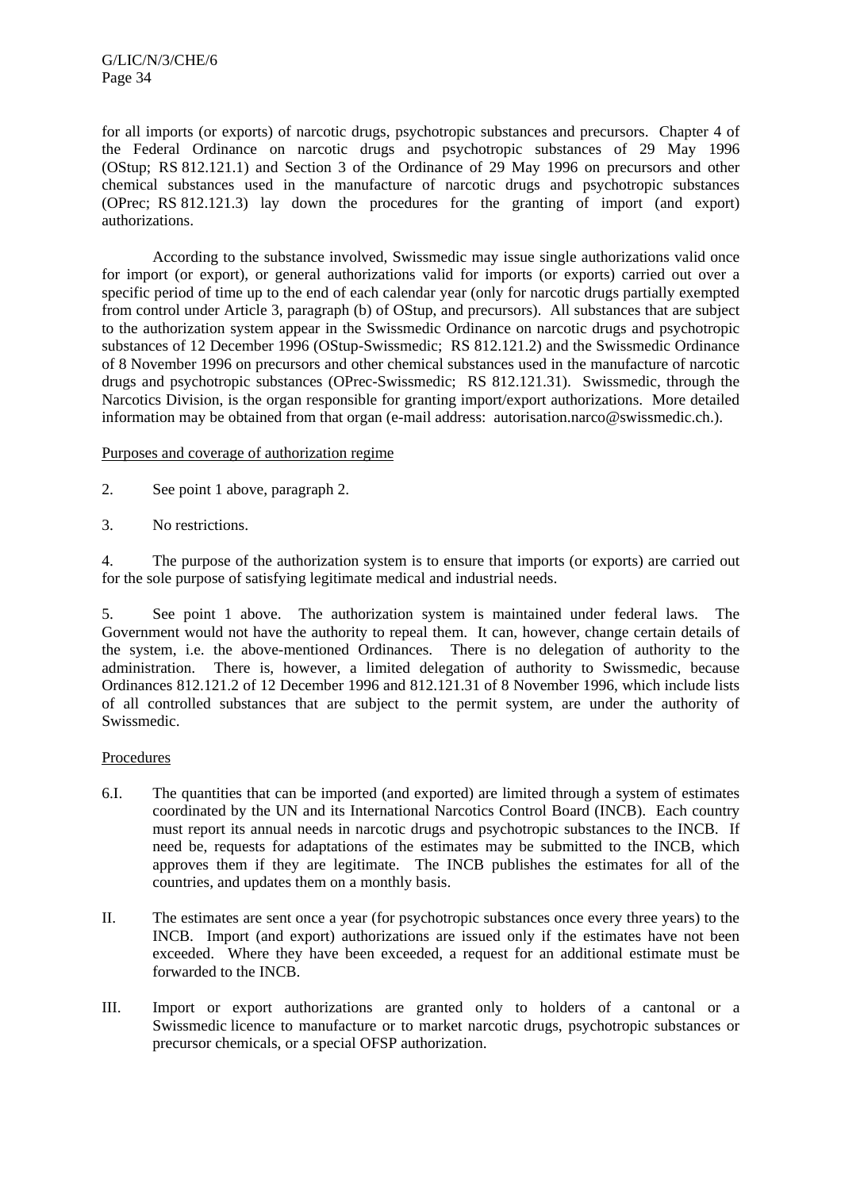for all imports (or exports) of narcotic drugs, psychotropic substances and precursors. Chapter 4 of the Federal Ordinance on narcotic drugs and psychotropic substances of 29 May 1996 (OStup; RS 812.121.1) and Section 3 of the Ordinance of 29 May 1996 on precursors and other chemical substances used in the manufacture of narcotic drugs and psychotropic substances (OPrec; RS 812.121.3) lay down the procedures for the granting of import (and export) authorizations.

According to the substance involved, Swissmedic may issue single authorizations valid once for import (or export), or general authorizations valid for imports (or exports) carried out over a specific period of time up to the end of each calendar year (only for narcotic drugs partially exempted from control under Article 3, paragraph (b) of OStup, and precursors). All substances that are subject to the authorization system appear in the Swissmedic Ordinance on narcotic drugs and psychotropic substances of 12 December 1996 (OStup-Swissmedic; RS 812.121.2) and the Swissmedic Ordinance of 8 November 1996 on precursors and other chemical substances used in the manufacture of narcotic drugs and psychotropic substances (OPrec-Swissmedic; RS 812.121.31). Swissmedic, through the Narcotics Division, is the organ responsible for granting import/export authorizations. More detailed information may be obtained from that organ (e-mail address: autorisation.narco@swissmedic.ch.).

Purposes and coverage of authorization regime

2. See point 1 above, paragraph 2.

3. No restrictions.

4. The purpose of the authorization system is to ensure that imports (or exports) are carried out for the sole purpose of satisfying legitimate medical and industrial needs.

5. See point 1 above. The authorization system is maintained under federal laws. The Government would not have the authority to repeal them. It can, however, change certain details of the system, i.e. the above-mentioned Ordinances. There is no delegation of authority to the administration. There is, however, a limited delegation of authority to Swissmedic, because Ordinances 812.121.2 of 12 December 1996 and 812.121.31 of 8 November 1996, which include lists of all controlled substances that are subject to the permit system, are under the authority of Swissmedic.

Procedures

6.I. The quantities that can be imported (and exported) are limited through a system of estimates coordinated by the UN and its International Narcotics Control Board (INCB). Each country must report its annual needs in narcotic drugs and psychotropic substances to the INCB. If need be, requests for adaptations of the estimates may be submitted to the INCB, which approves them if they are legitimate. The INCB publishes the estimates for all of the countries, and updates them on a monthly basis.

II. The estimates are sent once a year (for psychotropic substances once every three years) to the INCB. Import (and export) authorizations are issued only if the estimates have not been exceeded. Where they have been exceeded, a request for an additional estimate must be forwarded to the INCB.

III. Import or export authorizations are granted only to holders of a cantonal or a Swissmedic licence to manufacture or to market narcotic drugs, psychotropic substances or precursor chemicals, or a special OFSP authorization.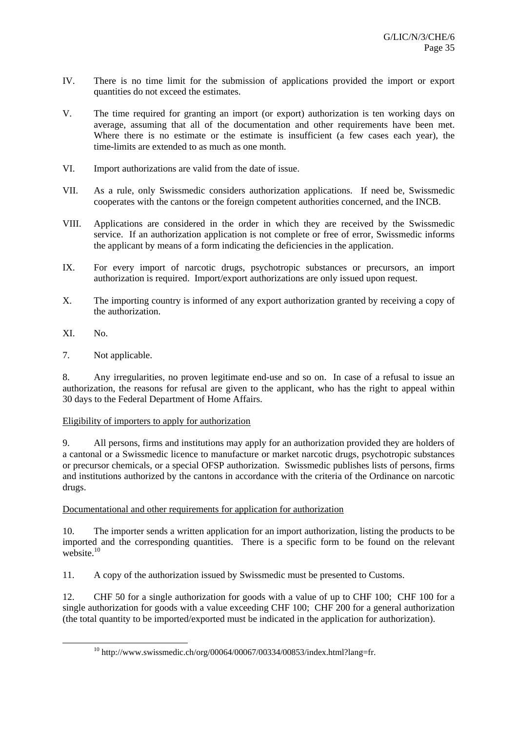IV. There is no time limit for the submission of applications provided the import or export quantities do not exceed the estimates.

V. The time required for granting an import (or export) authorization is ten working days on average, assuming that all of the documentation and other requirements have been met. Where there is no estimate or the estimate is insufficient (a few cases each year), the time-limits are extended to as much as one month.

VI. Import authorizations are valid from the date of issue.

VII. As a rule, only Swissmedic considers authorization applications. If need be, Swissmedic cooperates with the cantons or the foreign competent authorities concerned, and the INCB.

VIII. Applications are considered in the order in which they are received by the Swissmedic service. If an authorization application is not complete or free of error, Swissmedic informs the applicant by means of a form indicating the deficiencies in the application.

IX. For every import of narcotic drugs, psychotropic substances or precursors, an import authorization is required. Import/export authorizations are only issued upon request.

X. The importing country is informed of any export authorization granted by receiving a copy of the authorization.

XI. No.

7. Not applicable.

8. Any irregularities, no proven legitimate end-use and so on. In case of a refusal to issue an authorization, the reasons for refusal are given to the applicant, who has the right to appeal within 30 days to the Federal Department of Home Affairs.

Eligibility of importers to apply for authorization

9. All persons, firms and institutions may apply for an authorization provided they are holders of a cantonal or a Swissmedic licence to manufacture or market narcotic drugs, psychotropic substances or precursor chemicals, or a special OFSP authorization. Swissmedic publishes lists of persons, firms and institutions authorized by the cantons in accordance with the criteria of the Ordinance on narcotic drugs.

Documentational and other requirements for application for authorization

10. The importer sends a written application for an import authorization, listing the products to be imported and the corresponding quantities. There is a specific form to be found on the relevant website.[10]

11. A copy of the authorization issued by Swissmedic must be presented to Customs.

12. CHF 50 for a single authorization for goods with a value of up to CHF 100; CHF 100 for a single authorization for goods with a value exceeding CHF 100; CHF 200 for a general authorization (the total quantity to be imported/exported must be indicated in the application for authorization).

[10] http://www.swissmedic.ch/org/00064/00067/00334/00853/index.html?lang=fr.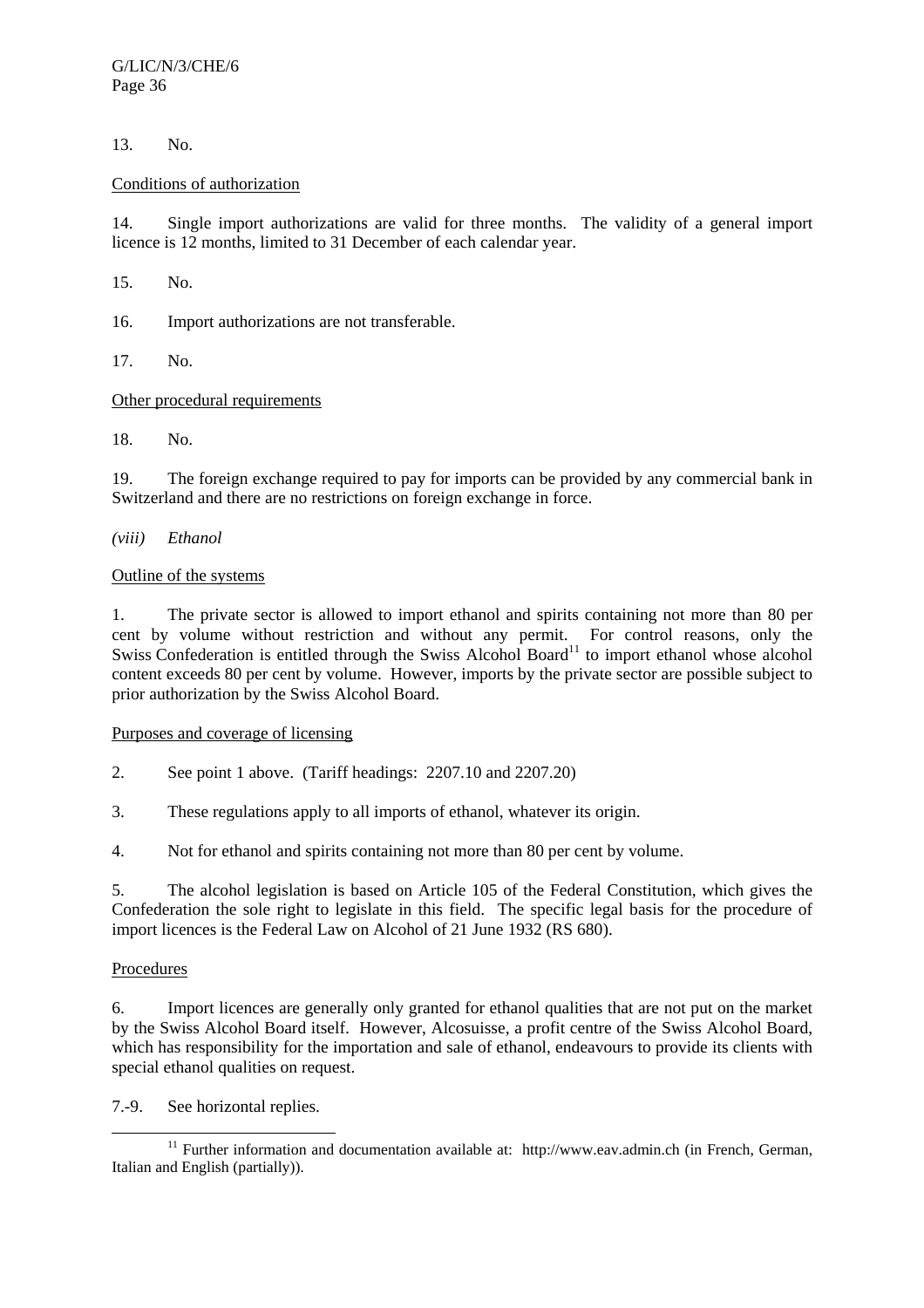13. No.

Conditions of authorization

14. Single import authorizations are valid for three months. The validity of a general import licence is 12 months, limited to 31 December of each calendar year.

15. No.

16. Import authorizations are not transferable.

17. No.

Other procedural requirements

18. No.

19. The foreign exchange required to pay for imports can be provided by any commercial bank in Switzerland and there are no restrictions on foreign exchange in force.

*(viii) Ethanol*

Outline of the systems

1. The private sector is allowed to import ethanol and spirits containing not more than 80 per cent by volume without restriction and without any permit. For control reasons, only the Swiss Confederation is entitled through the Swiss Alcohol Board[11] to import ethanol whose alcohol content exceeds 80 per cent by volume. However, imports by the private sector are possible subject to prior authorization by the Swiss Alcohol Board.

Purposes and coverage of licensing

2. See point 1 above. (Tariff headings: 2207.10 and 2207.20)

3. These regulations apply to all imports of ethanol, whatever its origin.

4. Not for ethanol and spirits containing not more than 80 per cent by volume.

5. The alcohol legislation is based on Article 105 of the Federal Constitution, which gives the Confederation the sole right to legislate in this field. The specific legal basis for the procedure of import licences is the Federal Law on Alcohol of 21 June 1932 (RS 680).

Procedures

6. Import licences are generally only granted for ethanol qualities that are not put on the market by the Swiss Alcohol Board itself. However, Alcosuisse, a profit centre of the Swiss Alcohol Board, which has responsibility for the importation and sale of ethanol, endeavours to provide its clients with special ethanol qualities on request.

7.-9. See horizontal replies.

---

[11] Further information and documentation available at: http://www.eav.admin.ch (in French, German, Italian and English (partially)).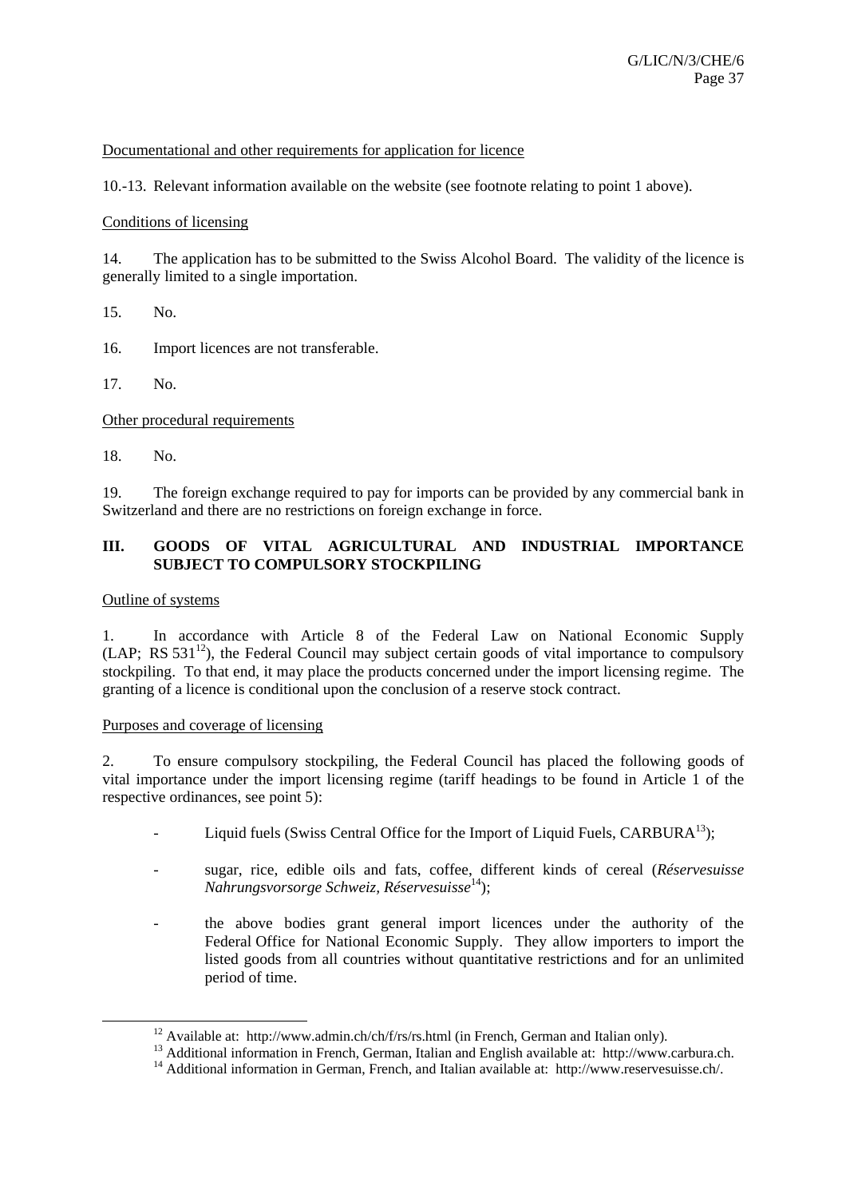Documentational and other requirements for application for licence

10.-13. Relevant information available on the website (see footnote relating to point 1 above).

Conditions of licensing

14. The application has to be submitted to the Swiss Alcohol Board. The validity of the licence is generally limited to a single importation.

15. No.

16. Import licences are not transferable.

17. No.

Other procedural requirements

18. No.

19. The foreign exchange required to pay for imports can be provided by any commercial bank in Switzerland and there are no restrictions on foreign exchange in force.

## III. GOODS OF VITAL AGRICULTURAL AND INDUSTRIAL IMPORTANCE SUBJECT TO COMPULSORY STOCKPILING

Outline of systems

1. In accordance with Article 8 of the Federal Law on National Economic Supply (LAP; RS 531[12]), the Federal Council may subject certain goods of vital importance to compulsory stockpiling. To that end, it may place the products concerned under the import licensing regime. The granting of a licence is conditional upon the conclusion of a reserve stock contract.

Purposes and coverage of licensing

2. To ensure compulsory stockpiling, the Federal Council has placed the following goods of vital importance under the import licensing regime (tariff headings to be found in Article 1 of the respective ordinances, see point 5):

- Liquid fuels (Swiss Central Office for the Import of Liquid Fuels, CARBURA[13]);
- sugar, rice, edible oils and fats, coffee, different kinds of cereal (*Réservesuisse Nahrungsvorsorge Schweiz*, *Réservesuisse*[14]);
- the above bodies grant general import licences under the authority of the Federal Office for National Economic Supply. They allow importers to import the listed goods from all countries without quantitative restrictions and for an unlimited period of time.

[12] Available at: http://www.admin.ch/ch/f/rs/rs.html (in French, German and Italian only).

[13] Additional information in French, German, Italian and English available at: http://www.carbura.ch.

[14] Additional information in German, French, and Italian available at: http://www.reservesuisse.ch/.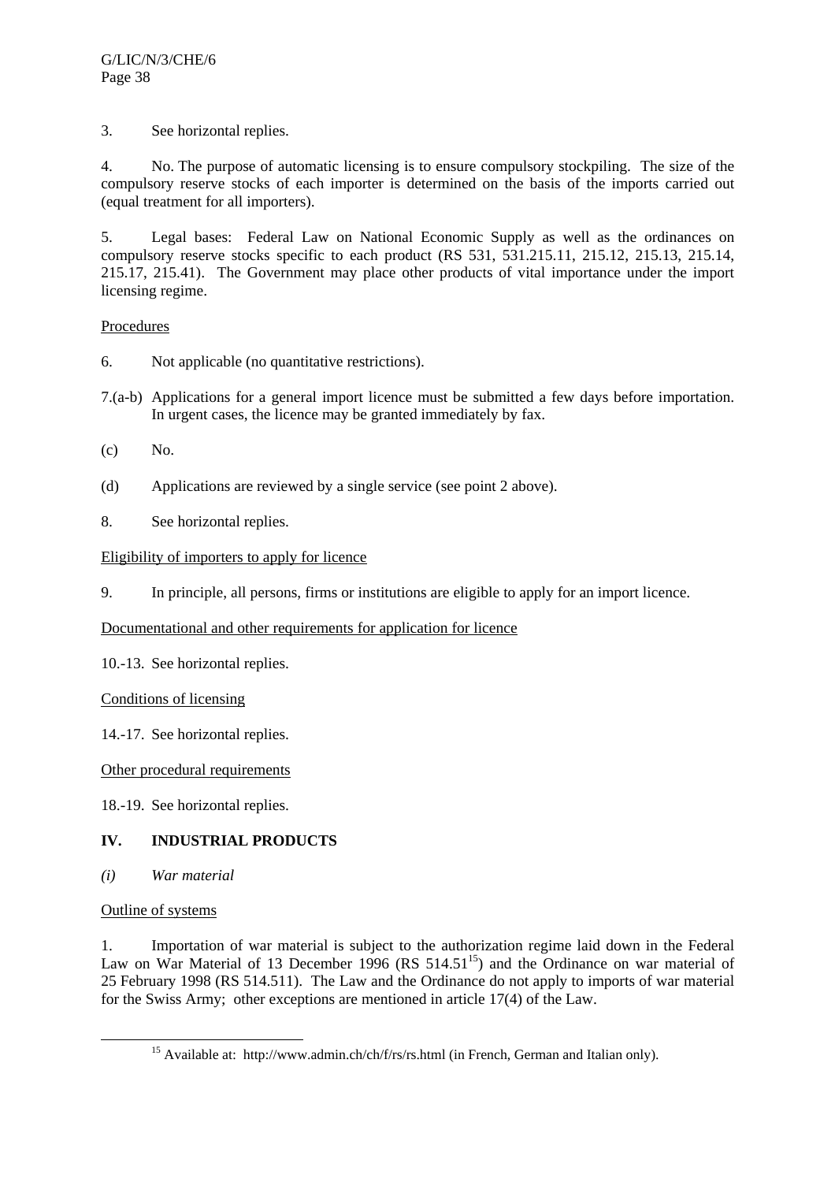3. See horizontal replies.

4. No. The purpose of automatic licensing is to ensure compulsory stockpiling. The size of the compulsory reserve stocks of each importer is determined on the basis of the imports carried out (equal treatment for all importers).

5. Legal bases: Federal Law on National Economic Supply as well as the ordinances on compulsory reserve stocks specific to each product (RS 531, 531.215.11, 215.12, 215.13, 215.14, 215.17, 215.41). The Government may place other products of vital importance under the import licensing regime.

Procedures

6. Not applicable (no quantitative restrictions).

7.(a-b) Applications for a general import licence must be submitted a few days before importation. In urgent cases, the licence may be granted immediately by fax.

(c) No.

(d) Applications are reviewed by a single service (see point 2 above).

8. See horizontal replies.

Eligibility of importers to apply for licence

9. In principle, all persons, firms or institutions are eligible to apply for an import licence.

Documentational and other requirements for application for licence

10.-13. See horizontal replies.

Conditions of licensing

14.-17. See horizontal replies.

Other procedural requirements

18.-19. See horizontal replies.

## IV. INDUSTRIAL PRODUCTS

*(i) War material*

Outline of systems

1. Importation of war material is subject to the authorization regime laid down in the Federal Law on War Material of 13 December 1996 (RS 514.51[15]) and the Ordinance on war material of 25 February 1998 (RS 514.511). The Law and the Ordinance do not apply to imports of war material for the Swiss Army; other exceptions are mentioned in article 17(4) of the Law.

[15] Available at: http://www.admin.ch/ch/f/rs/rs.html (in French, German and Italian only).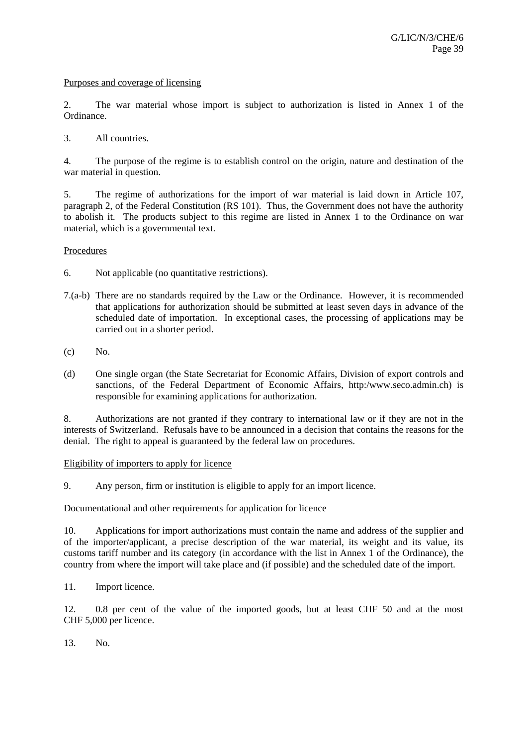Purposes and coverage of licensing

2. The war material whose import is subject to authorization is listed in Annex 1 of the Ordinance.

3. All countries.

4. The purpose of the regime is to establish control on the origin, nature and destination of the war material in question.

5. The regime of authorizations for the import of war material is laid down in Article 107, paragraph 2, of the Federal Constitution (RS 101). Thus, the Government does not have the authority to abolish it. The products subject to this regime are listed in Annex 1 to the Ordinance on war material, which is a governmental text.

Procedures

6. Not applicable (no quantitative restrictions).

7.(a-b) There are no standards required by the Law or the Ordinance. However, it is recommended that applications for authorization should be submitted at least seven days in advance of the scheduled date of importation. In exceptional cases, the processing of applications may be carried out in a shorter period.

(c) No.

(d) One single organ (the State Secretariat for Economic Affairs, Division of export controls and sanctions, of the Federal Department of Economic Affairs, http:/www.seco.admin.ch) is responsible for examining applications for authorization.

8. Authorizations are not granted if they contrary to international law or if they are not in the interests of Switzerland. Refusals have to be announced in a decision that contains the reasons for the denial. The right to appeal is guaranteed by the federal law on procedures.

Eligibility of importers to apply for licence

9. Any person, firm or institution is eligible to apply for an import licence.

Documentational and other requirements for application for licence

10. Applications for import authorizations must contain the name and address of the supplier and of the importer/applicant, a precise description of the war material, its weight and its value, its customs tariff number and its category (in accordance with the list in Annex 1 of the Ordinance), the country from where the import will take place and (if possible) and the scheduled date of the import.

11. Import licence.

12. 0.8 per cent of the value of the imported goods, but at least CHF 50 and at the most CHF 5,000 per licence.

13. No.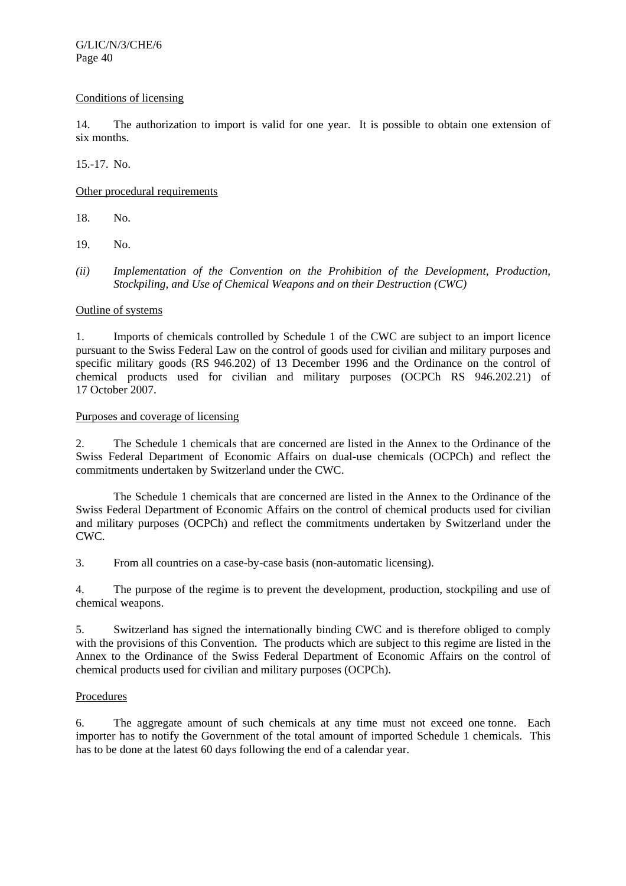Conditions of licensing

14. The authorization to import is valid for one year. It is possible to obtain one extension of six months.

15.-17. No.

Other procedural requirements

18. No.

19. No.

*(ii) Implementation of the Convention on the Prohibition of the Development, Production, Stockpiling, and Use of Chemical Weapons and on their Destruction (CWC)*

Outline of systems

1. Imports of chemicals controlled by Schedule 1 of the CWC are subject to an import licence pursuant to the Swiss Federal Law on the control of goods used for civilian and military purposes and specific military goods (RS 946.202) of 13 December 1996 and the Ordinance on the control of chemical products used for civilian and military purposes (OCPCh RS 946.202.21) of 17 October 2007.

Purposes and coverage of licensing

2. The Schedule 1 chemicals that are concerned are listed in the Annex to the Ordinance of the Swiss Federal Department of Economic Affairs on dual-use chemicals (OCPCh) and reflect the commitments undertaken by Switzerland under the CWC.

The Schedule 1 chemicals that are concerned are listed in the Annex to the Ordinance of the Swiss Federal Department of Economic Affairs on the control of chemical products used for civilian and military purposes (OCPCh) and reflect the commitments undertaken by Switzerland under the CWC.

3. From all countries on a case-by-case basis (non-automatic licensing).

4. The purpose of the regime is to prevent the development, production, stockpiling and use of chemical weapons.

5. Switzerland has signed the internationally binding CWC and is therefore obliged to comply with the provisions of this Convention. The products which are subject to this regime are listed in the Annex to the Ordinance of the Swiss Federal Department of Economic Affairs on the control of chemical products used for civilian and military purposes (OCPCh).

Procedures

6. The aggregate amount of such chemicals at any time must not exceed one tonne. Each importer has to notify the Government of the total amount of imported Schedule 1 chemicals. This has to be done at the latest 60 days following the end of a calendar year.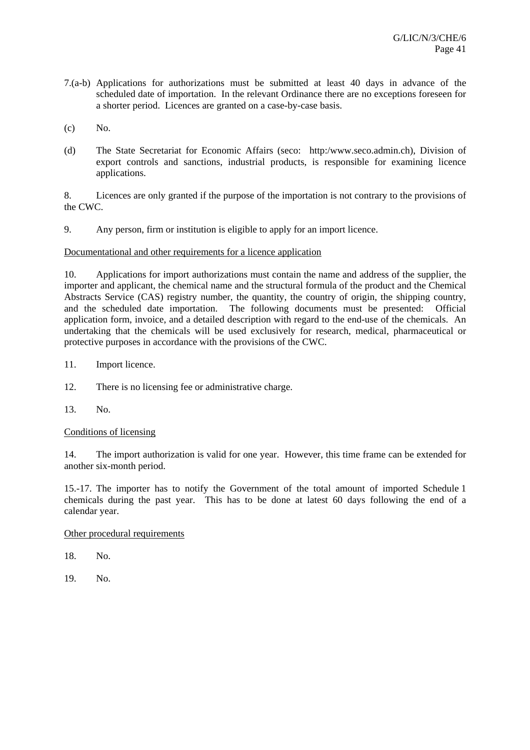7.(a-b) Applications for authorizations must be submitted at least 40 days in advance of the scheduled date of importation. In the relevant Ordinance there are no exceptions foreseen for a shorter period. Licences are granted on a case-by-case basis.

(c) No.

(d) The State Secretariat for Economic Affairs (seco: http:/www.seco.admin.ch), Division of export controls and sanctions, industrial products, is responsible for examining licence applications.

8. Licences are only granted if the purpose of the importation is not contrary to the provisions of the CWC.

9. Any person, firm or institution is eligible to apply for an import licence.

Documentational and other requirements for a licence application

10. Applications for import authorizations must contain the name and address of the supplier, the importer and applicant, the chemical name and the structural formula of the product and the Chemical Abstracts Service (CAS) registry number, the quantity, the country of origin, the shipping country, and the scheduled date importation. The following documents must be presented: Official application form, invoice, and a detailed description with regard to the end-use of the chemicals. An undertaking that the chemicals will be used exclusively for research, medical, pharmaceutical or protective purposes in accordance with the provisions of the CWC.

11. Import licence.

12. There is no licensing fee or administrative charge.

13. No.

Conditions of licensing

14. The import authorization is valid for one year. However, this time frame can be extended for another six-month period.

15.-17. The importer has to notify the Government of the total amount of imported Schedule 1 chemicals during the past year. This has to be done at latest 60 days following the end of a calendar year.

Other procedural requirements

18. No.

19. No.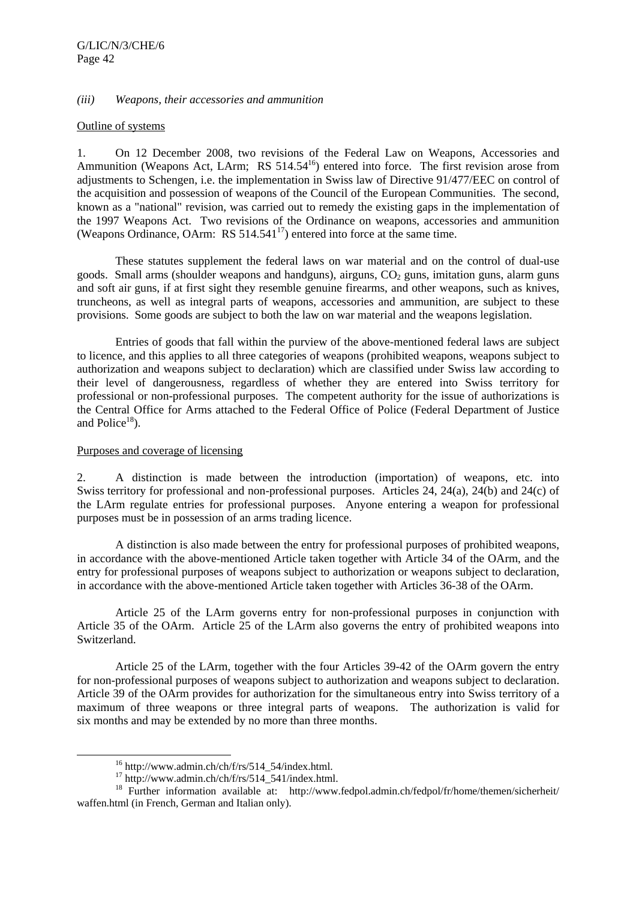*(iii) Weapons, their accessories and ammunition*

Outline of systems

1. On 12 December 2008, two revisions of the Federal Law on Weapons, Accessories and Ammunition (Weapons Act, LArm; RS 514.54[16]) entered into force. The first revision arose from adjustments to Schengen, i.e. the implementation in Swiss law of Directive 91/477/EEC on control of the acquisition and possession of weapons of the Council of the European Communities. The second, known as a "national" revision, was carried out to remedy the existing gaps in the implementation of the 1997 Weapons Act. Two revisions of the Ordinance on weapons, accessories and ammunition (Weapons Ordinance, OArm: RS 514.541[17]) entered into force at the same time.

These statutes supplement the federal laws on war material and on the control of dual-use goods. Small arms (shoulder weapons and handguns), airguns, $CO_2$ guns, imitation guns, alarm guns and soft air guns, if at first sight they resemble genuine firearms, and other weapons, such as knives, truncheons, as well as integral parts of weapons, accessories and ammunition, are subject to these provisions. Some goods are subject to both the law on war material and the weapons legislation.

Entries of goods that fall within the purview of the above-mentioned federal laws are subject to licence, and this applies to all three categories of weapons (prohibited weapons, weapons subject to authorization and weapons subject to declaration) which are classified under Swiss law according to their level of dangerousness, regardless of whether they are entered into Swiss territory for professional or non-professional purposes. The competent authority for the issue of authorizations is the Central Office for Arms attached to the Federal Office of Police (Federal Department of Justice and Police[18]).

Purposes and coverage of licensing

2. A distinction is made between the introduction (importation) of weapons, etc. into Swiss territory for professional and non-professional purposes. Articles 24, 24(a), 24(b) and 24(c) of the LArm regulate entries for professional purposes. Anyone entering a weapon for professional purposes must be in possession of an arms trading licence.

A distinction is also made between the entry for professional purposes of prohibited weapons, in accordance with the above-mentioned Article taken together with Article 34 of the OArm, and the entry for professional purposes of weapons subject to authorization or weapons subject to declaration, in accordance with the above-mentioned Article taken together with Articles 36-38 of the OArm.

Article 25 of the LArm governs entry for non-professional purposes in conjunction with Article 35 of the OArm. Article 25 of the LArm also governs the entry of prohibited weapons into Switzerland.

Article 25 of the LArm, together with the four Articles 39-42 of the OArm govern the entry for non-professional purposes of weapons subject to authorization and weapons subject to declaration. Article 39 of the OArm provides for authorization for the simultaneous entry into Swiss territory of a maximum of three weapons or three integral parts of weapons. The authorization is valid for six months and may be extended by no more than three months.

---

[16] http://www.admin.ch/ch/f/rs/514_54/index.html.

[17] http://www.admin.ch/ch/f/rs/514_541/index.html.

[18] Further information available at: http://www.fedpol.admin.ch/fedpol/fr/home/themen/sicherheit/waffen.html (in French, German and Italian only).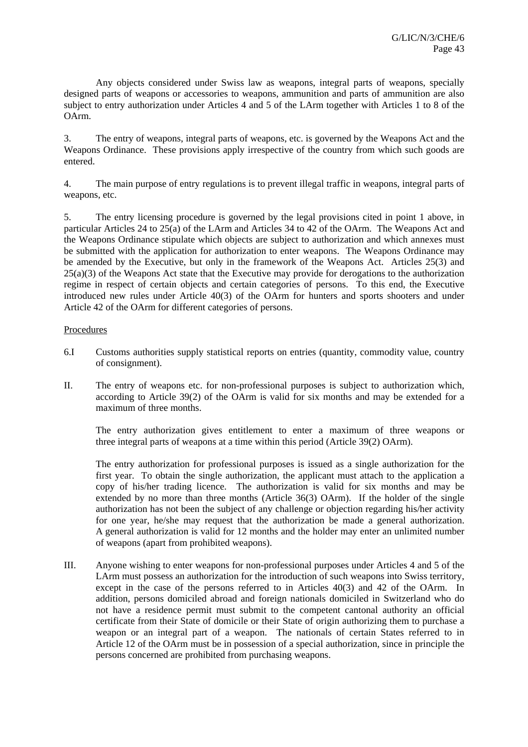Any objects considered under Swiss law as weapons, integral parts of weapons, specially designed parts of weapons or accessories to weapons, ammunition and parts of ammunition are also subject to entry authorization under Articles 4 and 5 of the LArm together with Articles 1 to 8 of the OArm.

3. The entry of weapons, integral parts of weapons, etc. is governed by the Weapons Act and the Weapons Ordinance. These provisions apply irrespective of the country from which such goods are entered.

4. The main purpose of entry regulations is to prevent illegal traffic in weapons, integral parts of weapons, etc.

5. The entry licensing procedure is governed by the legal provisions cited in point 1 above, in particular Articles 24 to 25(a) of the LArm and Articles 34 to 42 of the OArm. The Weapons Act and the Weapons Ordinance stipulate which objects are subject to authorization and which annexes must be submitted with the application for authorization to enter weapons. The Weapons Ordinance may be amended by the Executive, but only in the framework of the Weapons Act. Articles 25(3) and 25(a)(3) of the Weapons Act state that the Executive may provide for derogations to the authorization regime in respect of certain objects and certain categories of persons. To this end, the Executive introduced new rules under Article 40(3) of the OArm for hunters and sports shooters and under Article 42 of the OArm for different categories of persons.

<u>Procedures</u>

6.I Customs authorities supply statistical reports on entries (quantity, commodity value, country of consignment).

II. The entry of weapons etc. for non-professional purposes is subject to authorization which, according to Article 39(2) of the OArm is valid for six months and may be extended for a maximum of three months.

The entry authorization gives entitlement to enter a maximum of three weapons or three integral parts of weapons at a time within this period (Article 39(2) OArm).

The entry authorization for professional purposes is issued as a single authorization for the first year. To obtain the single authorization, the applicant must attach to the application a copy of his/her trading licence. The authorization is valid for six months and may be extended by no more than three months (Article 36(3) OArm). If the holder of the single authorization has not been the subject of any challenge or objection regarding his/her activity for one year, he/she may request that the authorization be made a general authorization. A general authorization is valid for 12 months and the holder may enter an unlimited number of weapons (apart from prohibited weapons).

III. Anyone wishing to enter weapons for non-professional purposes under Articles 4 and 5 of the LArm must possess an authorization for the introduction of such weapons into Swiss territory, except in the case of the persons referred to in Articles 40(3) and 42 of the OArm. In addition, persons domiciled abroad and foreign nationals domiciled in Switzerland who do not have a residence permit must submit to the competent cantonal authority an official certificate from their State of domicile or their State of origin authorizing them to purchase a weapon or an integral part of a weapon. The nationals of certain States referred to in Article 12 of the OArm must be in possession of a special authorization, since in principle the persons concerned are prohibited from purchasing weapons.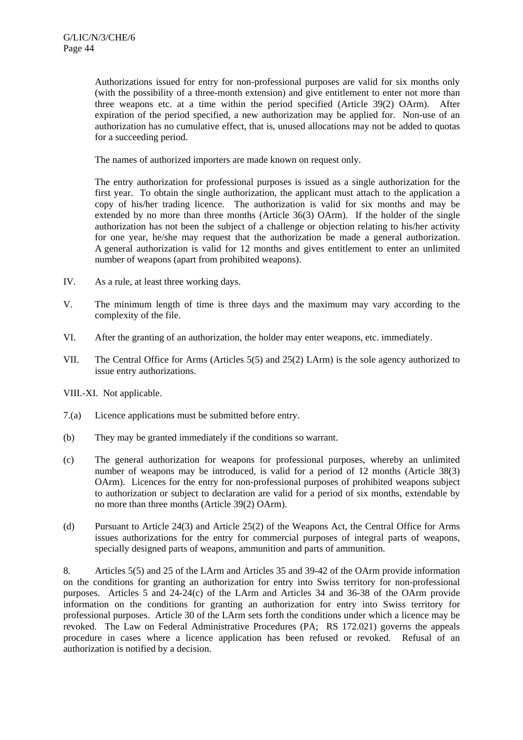Authorizations issued for entry for non-professional purposes are valid for six months only (with the possibility of a three-month extension) and give entitlement to enter not more than three weapons etc. at a time within the period specified (Article 39(2) OArm). After expiration of the period specified, a new authorization may be applied for. Non-use of an authorization has no cumulative effect, that is, unused allocations may not be added to quotas for a succeeding period.

The names of authorized importers are made known on request only.

The entry authorization for professional purposes is issued as a single authorization for the first year. To obtain the single authorization, the applicant must attach to the application a copy of his/her trading licence. The authorization is valid for six months and may be extended by no more than three months (Article 36(3) OArm). If the holder of the single authorization has not been the subject of a challenge or objection relating to his/her activity for one year, he/she may request that the authorization be made a general authorization. A general authorization is valid for 12 months and gives entitlement to enter an unlimited number of weapons (apart from prohibited weapons).

IV. As a rule, at least three working days.

V. The minimum length of time is three days and the maximum may vary according to the complexity of the file.

VI. After the granting of an authorization, the holder may enter weapons, etc. immediately.

VII. The Central Office for Arms (Articles 5(5) and 25(2) LArm) is the sole agency authorized to issue entry authorizations.

VIII.-XI. Not applicable.

7.(a) Licence applications must be submitted before entry.

(b) They may be granted immediately if the conditions so warrant.

(c) The general authorization for weapons for professional purposes, whereby an unlimited number of weapons may be introduced, is valid for a period of 12 months (Article 38(3) OArm). Licences for the entry for non-professional purposes of prohibited weapons subject to authorization or subject to declaration are valid for a period of six months, extendable by no more than three months (Article 39(2) OArm).

(d) Pursuant to Article 24(3) and Article 25(2) of the Weapons Act, the Central Office for Arms issues authorizations for the entry for commercial purposes of integral parts of weapons, specially designed parts of weapons, ammunition and parts of ammunition.

8. Articles 5(5) and 25 of the LArm and Articles 35 and 39-42 of the OArm provide information on the conditions for granting an authorization for entry into Swiss territory for non-professional purposes. Articles 5 and 24-24(c) of the LArm and Articles 34 and 36-38 of the OArm provide information on the conditions for granting an authorization for entry into Swiss territory for professional purposes. Article 30 of the LArm sets forth the conditions under which a licence may be revoked. The Law on Federal Administrative Procedures (PA; RS 172.021) governs the appeals procedure in cases where a licence application has been refused or revoked. Refusal of an authorization is notified by a decision.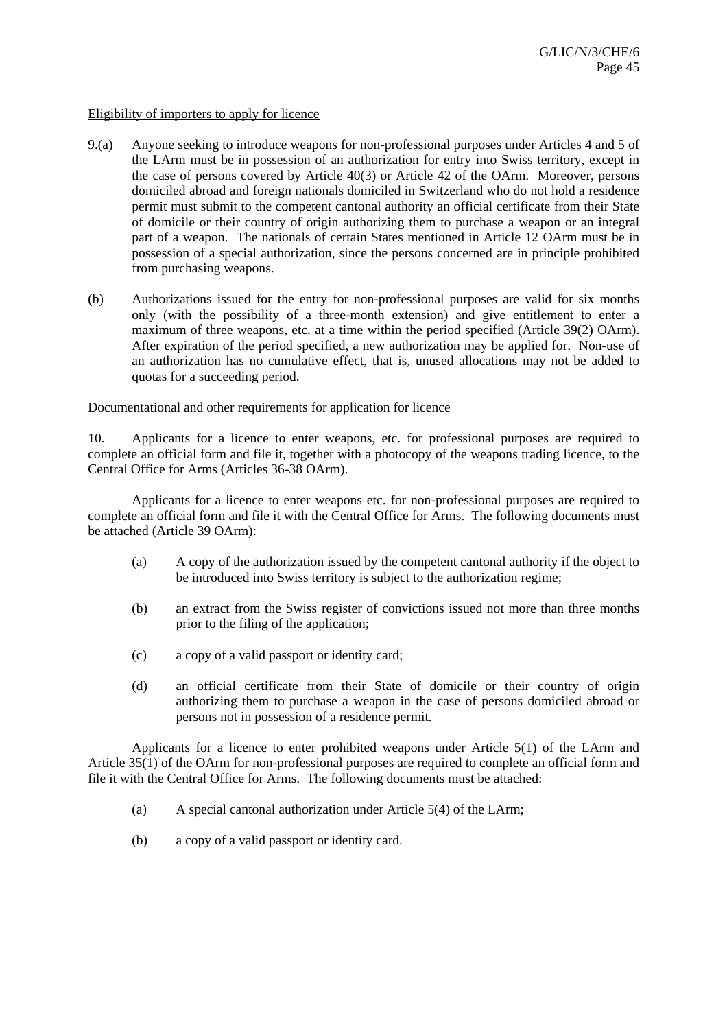Eligibility of importers to apply for licence

9.(a) Anyone seeking to introduce weapons for non-professional purposes under Articles 4 and 5 of the LArm must be in possession of an authorization for entry into Swiss territory, except in the case of persons covered by Article 40(3) or Article 42 of the OArm. Moreover, persons domiciled abroad and foreign nationals domiciled in Switzerland who do not hold a residence permit must submit to the competent cantonal authority an official certificate from their State of domicile or their country of origin authorizing them to purchase a weapon or an integral part of a weapon. The nationals of certain States mentioned in Article 12 OArm must be in possession of a special authorization, since the persons concerned are in principle prohibited from purchasing weapons.

(b) Authorizations issued for the entry for non-professional purposes are valid for six months only (with the possibility of a three-month extension) and give entitlement to enter a maximum of three weapons, etc. at a time within the period specified (Article 39(2) OArm). After expiration of the period specified, a new authorization may be applied for. Non-use of an authorization has no cumulative effect, that is, unused allocations may not be added to quotas for a succeeding period.

Documentational and other requirements for application for licence

10. Applicants for a licence to enter weapons, etc. for professional purposes are required to complete an official form and file it, together with a photocopy of the weapons trading licence, to the Central Office for Arms (Articles 36-38 OArm).

Applicants for a licence to enter weapons etc. for non-professional purposes are required to complete an official form and file it with the Central Office for Arms. The following documents must be attached (Article 39 OArm):

(a) A copy of the authorization issued by the competent cantonal authority if the object to be introduced into Swiss territory is subject to the authorization regime;

(b) an extract from the Swiss register of convictions issued not more than three months prior to the filing of the application;

(c) a copy of a valid passport or identity card;

(d) an official certificate from their State of domicile or their country of origin authorizing them to purchase a weapon in the case of persons domiciled abroad or persons not in possession of a residence permit.

Applicants for a licence to enter prohibited weapons under Article 5(1) of the LArm and Article 35(1) of the OArm for non-professional purposes are required to complete an official form and file it with the Central Office for Arms. The following documents must be attached:

(a) A special cantonal authorization under Article 5(4) of the LArm;

(b) a copy of a valid passport or identity card.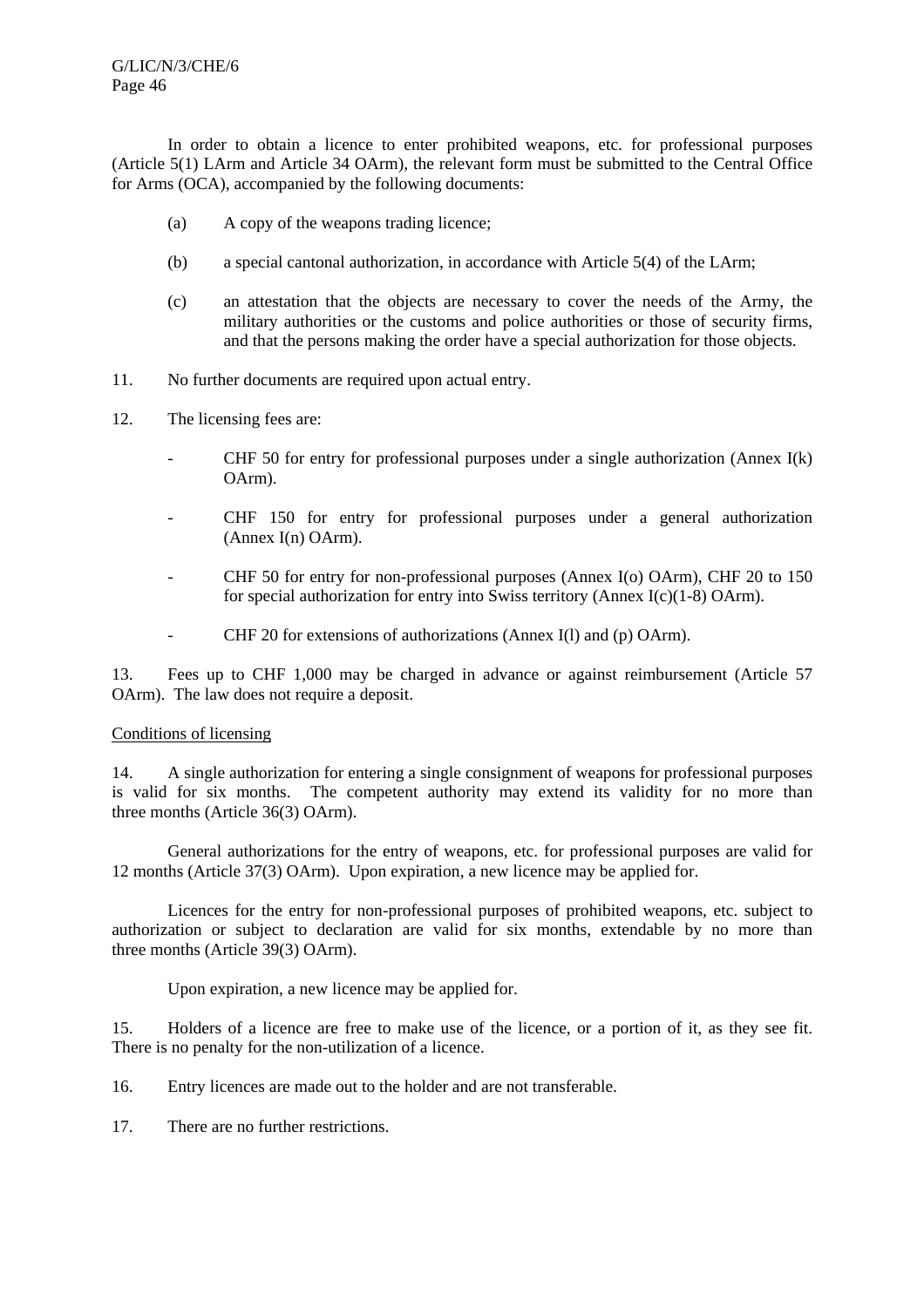In order to obtain a licence to enter prohibited weapons, etc. for professional purposes (Article 5(1) LArm and Article 34 OArm), the relevant form must be submitted to the Central Office for Arms (OCA), accompanied by the following documents:

(a) A copy of the weapons trading licence;

(b) a special cantonal authorization, in accordance with Article 5(4) of the LArm;

(c) an attestation that the objects are necessary to cover the needs of the Army, the military authorities or the customs and police authorities or those of security firms, and that the persons making the order have a special authorization for those objects.

11. No further documents are required upon actual entry.

12. The licensing fees are:

- CHF 50 for entry for professional purposes under a single authorization (Annex I(k) OArm).
- CHF 150 for entry for professional purposes under a general authorization (Annex I(n) OArm).
- CHF 50 for entry for non-professional purposes (Annex I(o) OArm), CHF 20 to 150 for special authorization for entry into Swiss territory (Annex I(c)(1-8) OArm).
- CHF 20 for extensions of authorizations (Annex I(l) and (p) OArm).

13. Fees up to CHF 1,000 may be charged in advance or against reimbursement (Article 57 OArm). The law does not require a deposit.

<u>Conditions of licensing</u>

14. A single authorization for entering a single consignment of weapons for professional purposes is valid for six months. The competent authority may extend its validity for no more than three months (Article 36(3) OArm).

General authorizations for the entry of weapons, etc. for professional purposes are valid for 12 months (Article 37(3) OArm). Upon expiration, a new licence may be applied for.

Licences for the entry for non-professional purposes of prohibited weapons, etc. subject to authorization or subject to declaration are valid for six months, extendable by no more than three months (Article 39(3) OArm).

Upon expiration, a new licence may be applied for.

15. Holders of a licence are free to make use of the licence, or a portion of it, as they see fit. There is no penalty for the non-utilization of a licence.

16. Entry licences are made out to the holder and are not transferable.

17. There are no further restrictions.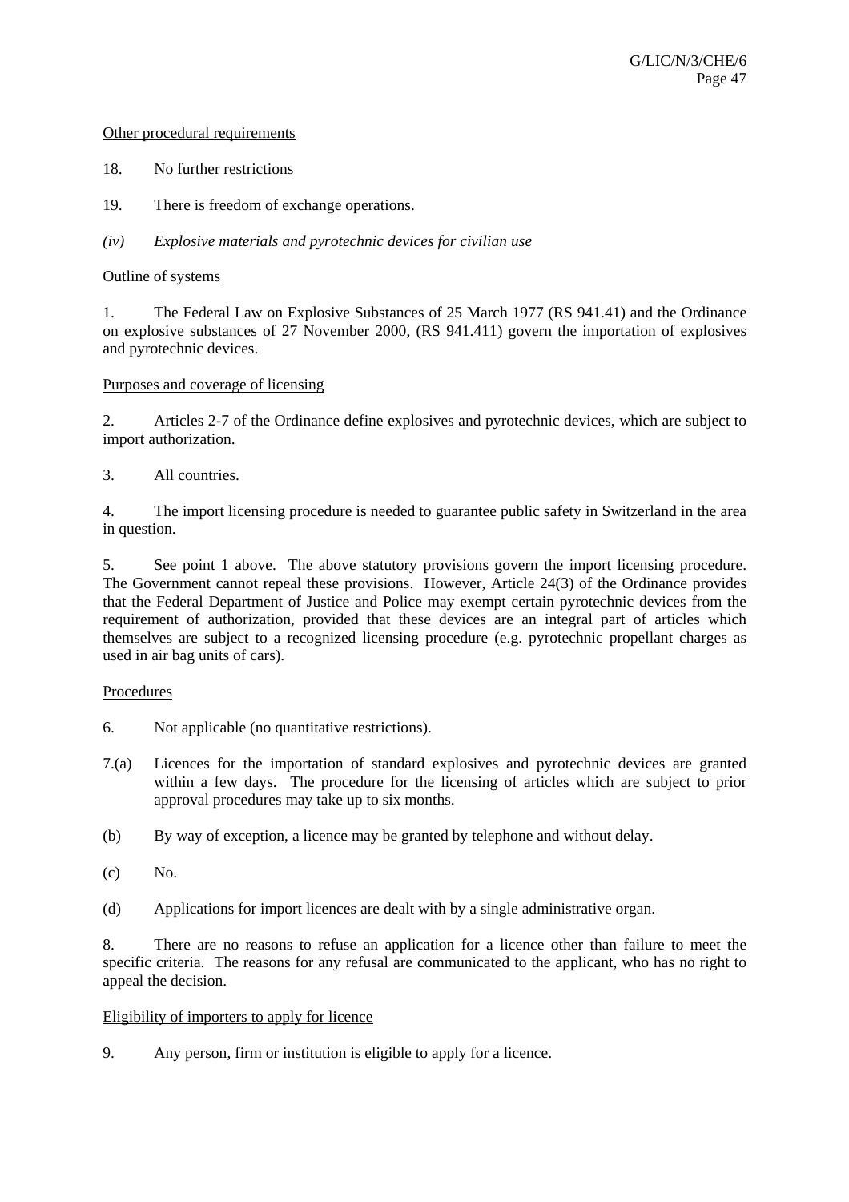Other procedural requirements

18. No further restrictions

19. There is freedom of exchange operations.

*(iv) Explosive materials and pyrotechnic devices for civilian use*

Outline of systems

1. The Federal Law on Explosive Substances of 25 March 1977 (RS 941.41) and the Ordinance on explosive substances of 27 November 2000, (RS 941.411) govern the importation of explosives and pyrotechnic devices.

Purposes and coverage of licensing

2. Articles 2-7 of the Ordinance define explosives and pyrotechnic devices, which are subject to import authorization.

3. All countries.

4. The import licensing procedure is needed to guarantee public safety in Switzerland in the area in question.

5. See point 1 above. The above statutory provisions govern the import licensing procedure. The Government cannot repeal these provisions. However, Article 24(3) of the Ordinance provides that the Federal Department of Justice and Police may exempt certain pyrotechnic devices from the requirement of authorization, provided that these devices are an integral part of articles which themselves are subject to a recognized licensing procedure (e.g. pyrotechnic propellant charges as used in air bag units of cars).

Procedures

6. Not applicable (no quantitative restrictions).

7.(a) Licences for the importation of standard explosives and pyrotechnic devices are granted within a few days. The procedure for the licensing of articles which are subject to prior approval procedures may take up to six months.

(b) By way of exception, a licence may be granted by telephone and without delay.

(c) No.

(d) Applications for import licences are dealt with by a single administrative organ.

8. There are no reasons to refuse an application for a licence other than failure to meet the specific criteria. The reasons for any refusal are communicated to the applicant, who has no right to appeal the decision.

Eligibility of importers to apply for licence

9. Any person, firm or institution is eligible to apply for a licence.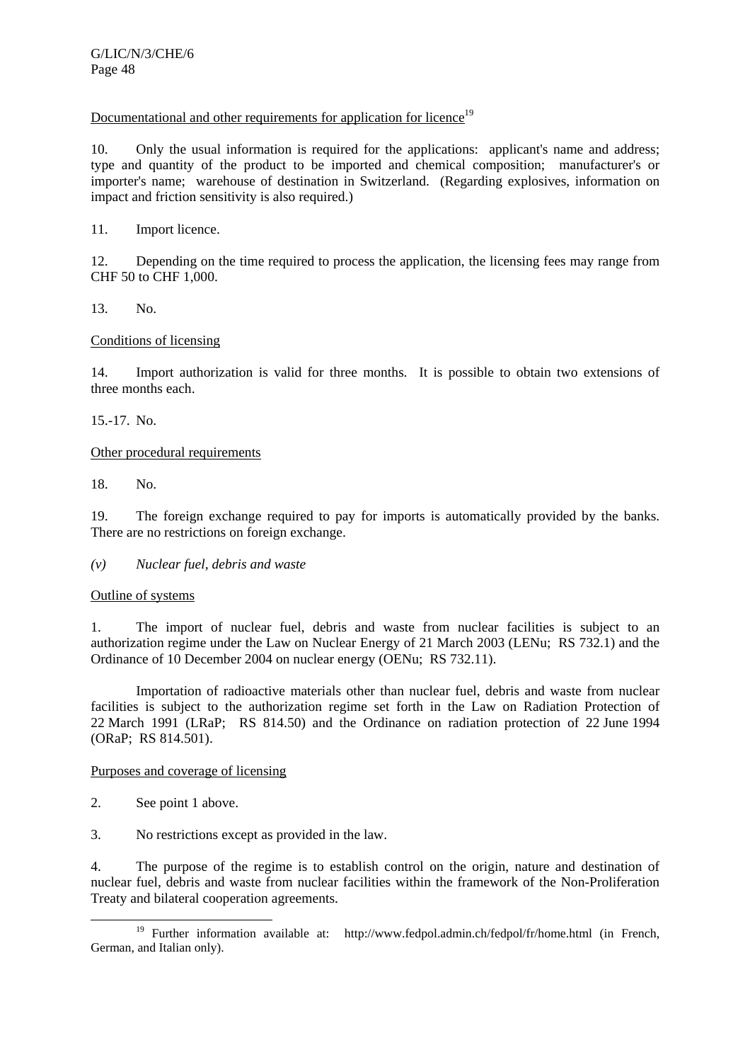Documentational and other requirements for application for licence[19]

10. Only the usual information is required for the applications: applicant's name and address; type and quantity of the product to be imported and chemical composition; manufacturer's or importer's name; warehouse of destination in Switzerland. (Regarding explosives, information on impact and friction sensitivity is also required.)

11. Import licence.

12. Depending on the time required to process the application, the licensing fees may range from CHF 50 to CHF 1,000.

13. No.

Conditions of licensing

14. Import authorization is valid for three months. It is possible to obtain two extensions of three months each.

15.-17. No.

Other procedural requirements

18. No.

19. The foreign exchange required to pay for imports is automatically provided by the banks. There are no restrictions on foreign exchange.

*(v) Nuclear fuel, debris and waste*

Outline of systems

1. The import of nuclear fuel, debris and waste from nuclear facilities is subject to an authorization regime under the Law on Nuclear Energy of 21 March 2003 (LENu; RS 732.1) and the Ordinance of 10 December 2004 on nuclear energy (OENu; RS 732.11).

Importation of radioactive materials other than nuclear fuel, debris and waste from nuclear facilities is subject to the authorization regime set forth in the Law on Radiation Protection of 22 March 1991 (LRaP; RS 814.50) and the Ordinance on radiation protection of 22 June 1994 (ORaP; RS 814.501).

Purposes and coverage of licensing

2. See point 1 above.

3. No restrictions except as provided in the law.

4. The purpose of the regime is to establish control on the origin, nature and destination of nuclear fuel, debris and waste from nuclear facilities within the framework of the Non-Proliferation Treaty and bilateral cooperation agreements.

[19] Further information available at: http://www.fedpol.admin.ch/fedpol/fr/home.html (in French, German, and Italian only).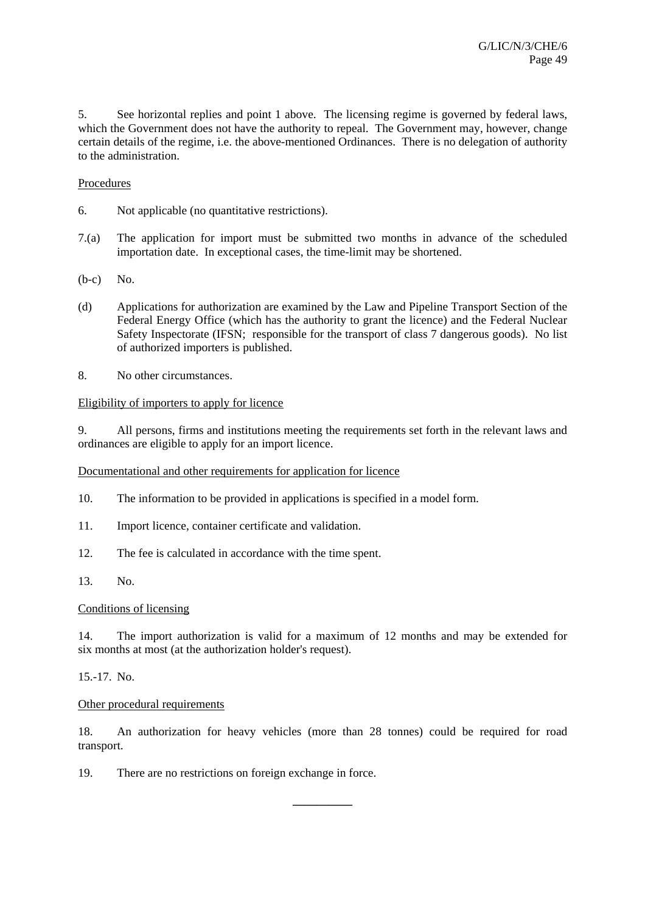5. See horizontal replies and point 1 above. The licensing regime is governed by federal laws, which the Government does not have the authority to repeal. The Government may, however, change certain details of the regime, i.e. the above-mentioned Ordinances. There is no delegation of authority to the administration.

Procedures

6. Not applicable (no quantitative restrictions).

7.(a) The application for import must be submitted two months in advance of the scheduled importation date. In exceptional cases, the time-limit may be shortened.

(b-c) No.

(d) Applications for authorization are examined by the Law and Pipeline Transport Section of the Federal Energy Office (which has the authority to grant the licence) and the Federal Nuclear Safety Inspectorate (IFSN; responsible for the transport of class 7 dangerous goods). No list of authorized importers is published.

8. No other circumstances.

Eligibility of importers to apply for licence

9. All persons, firms and institutions meeting the requirements set forth in the relevant laws and ordinances are eligible to apply for an import licence.

Documentational and other requirements for application for licence

10. The information to be provided in applications is specified in a model form.

11. Import licence, container certificate and validation.

12. The fee is calculated in accordance with the time spent.

13. No.

Conditions of licensing

14. The import authorization is valid for a maximum of 12 months and may be extended for six months at most (at the authorization holder's request).

15.-17. No.

Other procedural requirements

18. An authorization for heavy vehicles (more than 28 tonnes) could be required for road transport.

19. There are no restrictions on foreign exchange in force.

__________